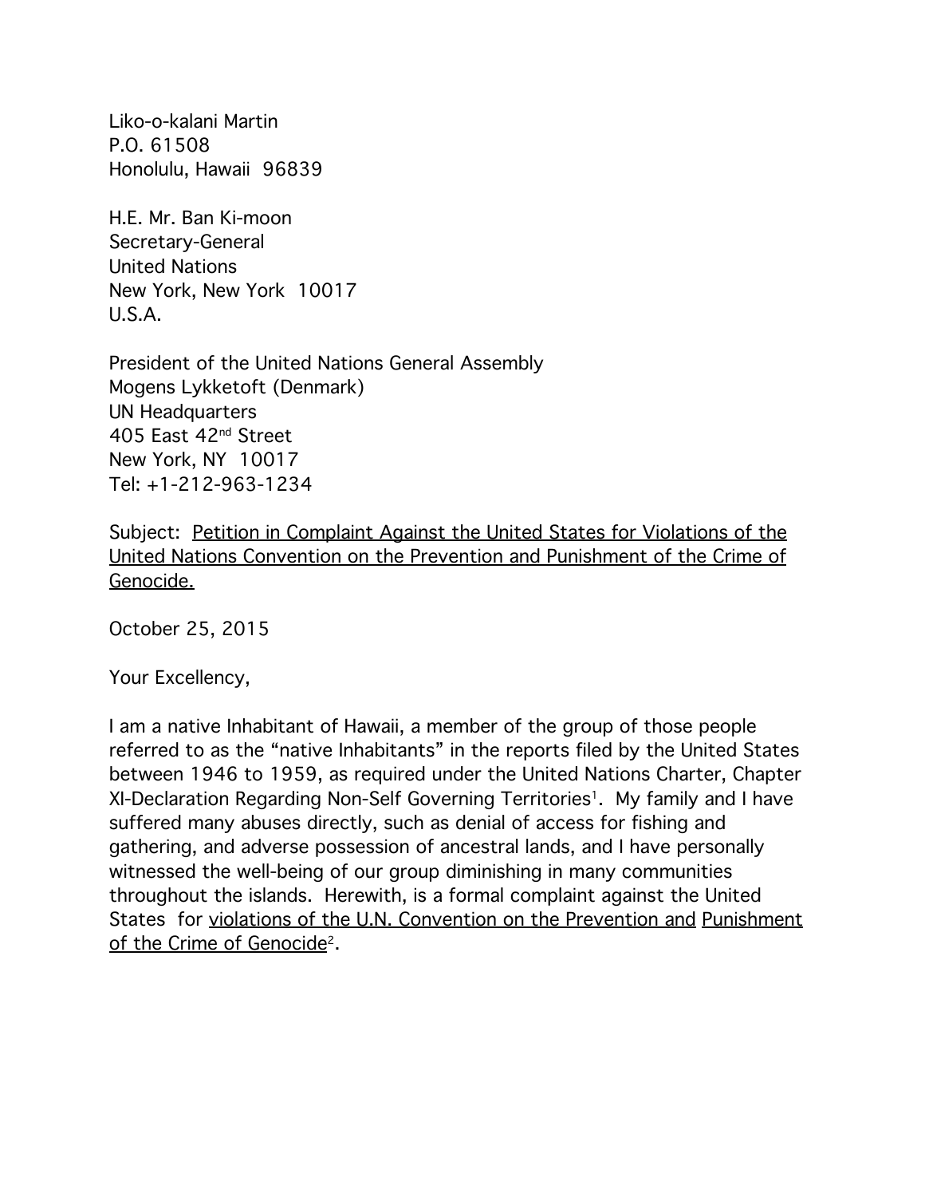Liko-o-kalani Martin
P.O. 61508
Honolulu, Hawaii 96839

H.E. Mr. Ban Ki-moon
Secretary-General
United Nations
New York, New York 10017
U.S.A.

President of the United Nations General Assembly
Mogens Lykketoft (Denmark)
UN Headquarters
405 East 42nd Street
New York, NY 10017
Tel: +1-212-963-1234

Subject: Petition in Complaint Against the United States for Violations of the United Nations Convention on the Prevention and Punishment of the Crime of Genocide.

October 25, 2015

Your Excellency,

I am a native Inhabitant of Hawaii, a member of the group of those people referred to as the "native Inhabitants" in the reports filed by the United States between 1946 to 1959, as required under the United Nations Charter, Chapter XI-Declaration Regarding Non-Self Governing Territories[1]. My family and I have suffered many abuses directly, such as denial of access for fishing and gathering, and adverse possession of ancestral lands, and I have personally witnessed the well-being of our group diminishing in many communities throughout the islands. Herewith, is a formal complaint against the United States for violations of the U.N. Convention on the Prevention and Punishment of the Crime of Genocide[2].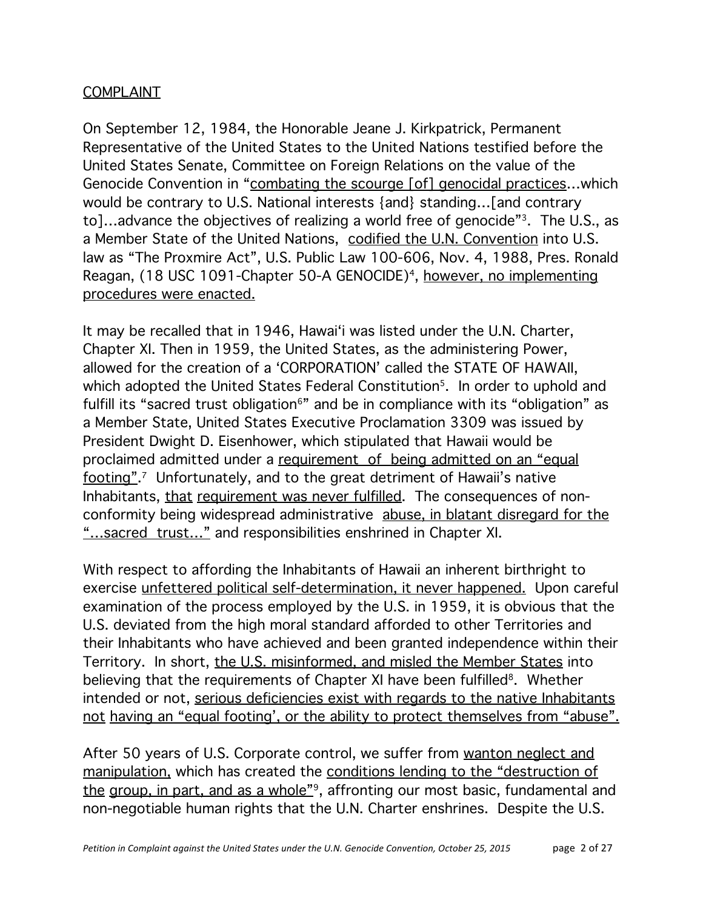COMPLAINT

On September 12, 1984, the Honorable Jeane J. Kirkpatrick, Permanent Representative of the United States to the United Nations testified before the United States Senate, Committee on Foreign Relations on the value of the Genocide Convention in "combating the scourge [of] genocidal practices...which would be contrary to U.S. National interests {and} standing...[and contrary to]...advance the objectives of realizing a world free of genocide"[3]. The U.S., as a Member State of the United Nations, codified the U.N. Convention into U.S. law as "The Proxmire Act", U.S. Public Law 100-606, Nov. 4, 1988, Pres. Ronald Reagan, (18 USC 1091-Chapter 50-A GENOCIDE)[4], however, no implementing procedures were enacted.

It may be recalled that in 1946, Hawai'i was listed under the U.N. Charter, Chapter XI. Then in 1959, the United States, as the administering Power, allowed for the creation of a 'CORPORATION' called the STATE OF HAWAII, which adopted the United States Federal Constitution[5]. In order to uphold and fulfill its "sacred trust obligation[6]" and be in compliance with its "obligation" as a Member State, United States Executive Proclamation 3309 was issued by President Dwight D. Eisenhower, which stipulated that Hawaii would be proclaimed admitted under a requirement of being admitted on an "equal footing".[7] Unfortunately, and to the great detriment of Hawaii's native Inhabitants, that requirement was never fulfilled. The consequences of non-conformity being widespread administrative abuse, in blatant disregard for the "...sacred trust..." and responsibilities enshrined in Chapter XI.

With respect to affording the Inhabitants of Hawaii an inherent birthright to exercise unfettered political self-determination, it never happened. Upon careful examination of the process employed by the U.S. in 1959, it is obvious that the U.S. deviated from the high moral standard afforded to other Territories and their Inhabitants who have achieved and been granted independence within their Territory. In short, the U.S. misinformed, and misled the Member States into believing that the requirements of Chapter XI have been fulfilled[8]. Whether intended or not, serious deficiencies exist with regards to the native Inhabitants not having an "equal footing', or the ability to protect themselves from "abuse".

After 50 years of U.S. Corporate control, we suffer from wanton neglect and manipulation, which has created the conditions lending to the "destruction of the group, in part, and as a whole"[9], affronting our most basic, fundamental and non-negotiable human rights that the U.N. Charter enshrines. Despite the U.S.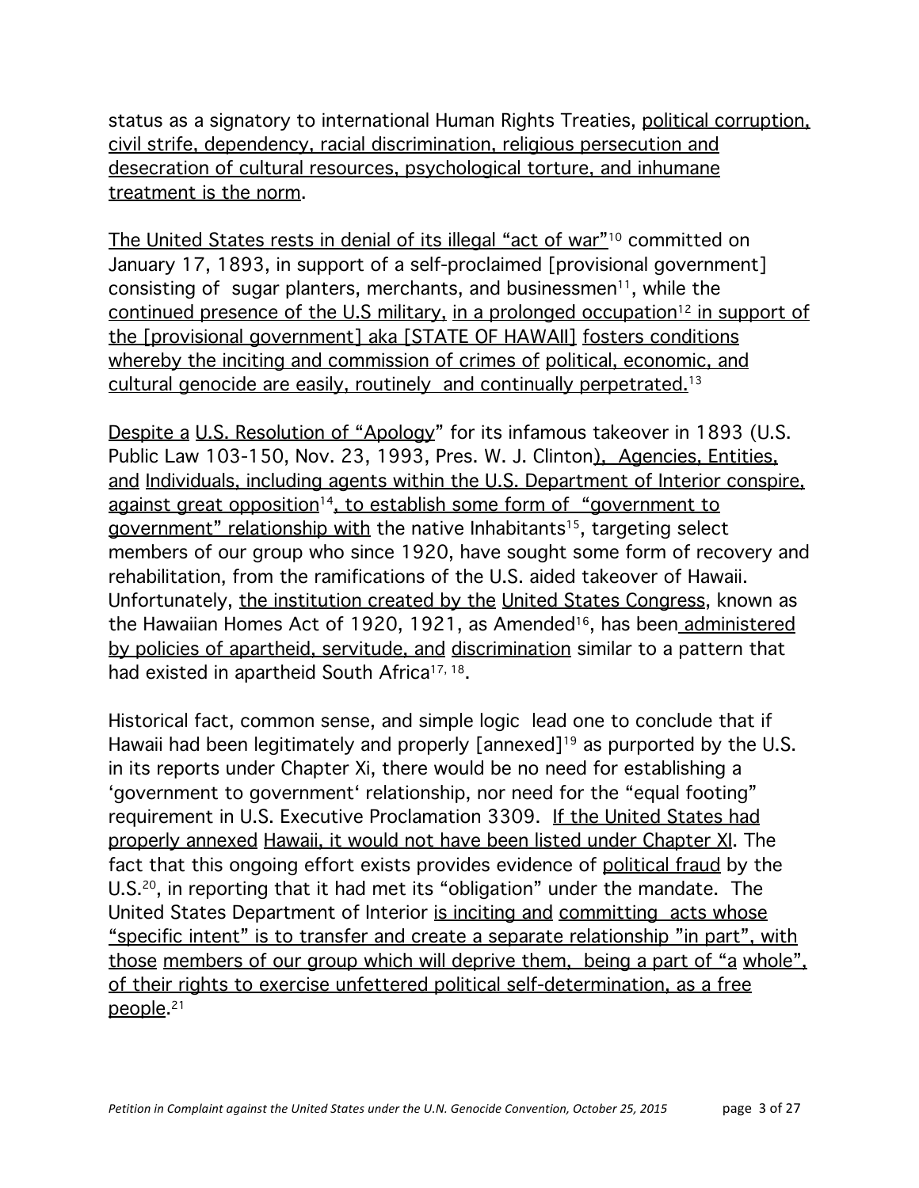status as a signatory to international Human Rights Treaties, political corruption, civil strife, dependency, racial discrimination, religious persecution and desecration of cultural resources, psychological torture, and inhumane treatment is the norm.

The United States rests in denial of its illegal "act of war"[10] committed on January 17, 1893, in support of a self-proclaimed [provisional government] consisting of sugar planters, merchants, and businessmen[11], while the continued presence of the U.S military, in a prolonged occupation[12] in support of the [provisional government] aka [STATE OF HAWAII] fosters conditions whereby the inciting and commission of crimes of political, economic, and cultural genocide are easily, routinely and continually perpetrated.[13]

Despite a U.S. Resolution of "Apology" for its infamous takeover in 1893 (U.S. Public Law 103-150, Nov. 23, 1993, Pres. W. J. Clinton), Agencies, Entities, and Individuals, including agents within the U.S. Department of Interior conspire, against great opposition[14], to establish some form of "government to government" relationship with the native Inhabitants[15], targeting select members of our group who since 1920, have sought some form of recovery and rehabilitation, from the ramifications of the U.S. aided takeover of Hawaii. Unfortunately, the institution created by the United States Congress, known as the Hawaiian Homes Act of 1920, 1921, as Amended[16], has been administered by policies of apartheid, servitude, and discrimination similar to a pattern that had existed in apartheid South Africa[17, 18].

Historical fact, common sense, and simple logic lead one to conclude that if Hawaii had been legitimately and properly [annexed][19] as purported by the U.S. in its reports under Chapter Xi, there would be no need for establishing a 'government to government' relationship, nor need for the "equal footing" requirement in U.S. Executive Proclamation 3309. If the United States had properly annexed Hawaii, it would not have been listed under Chapter XI. The fact that this ongoing effort exists provides evidence of political fraud by the U.S.[20], in reporting that it had met its "obligation" under the mandate. The United States Department of Interior is inciting and committing acts whose "specific intent" is to transfer and create a separate relationship "in part", with those members of our group which will deprive them, being a part of "a whole", of their rights to exercise unfettered political self-determination, as a free people.[21]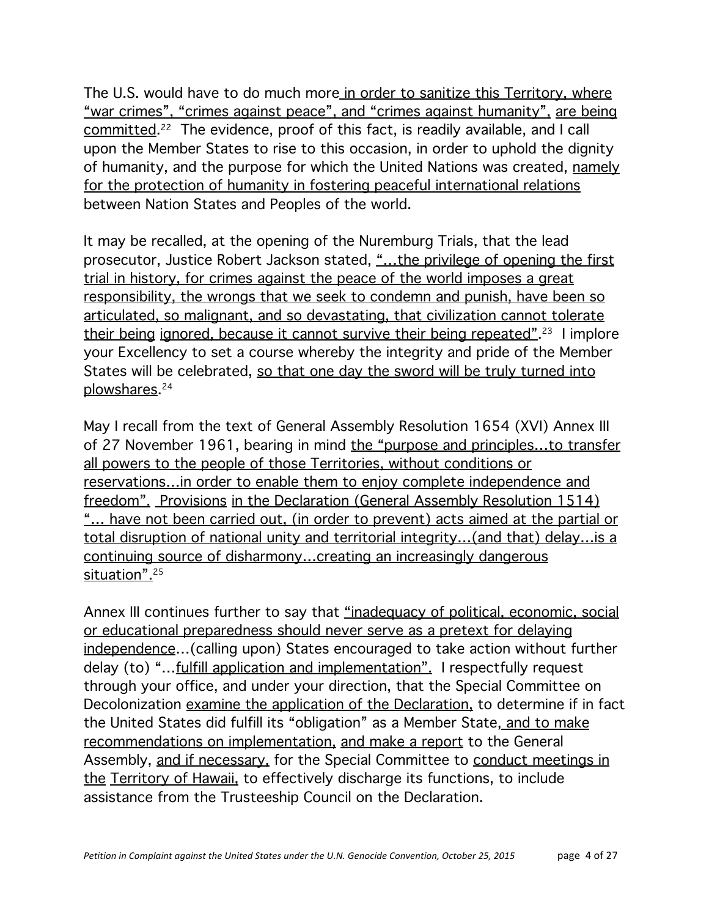The U.S. would have to do much more in order to sanitize this Territory, where "war crimes", "crimes against peace", and "crimes against humanity", are being committed.[22] The evidence, proof of this fact, is readily available, and I call upon the Member States to rise to this occasion, in order to uphold the dignity of humanity, and the purpose for which the United Nations was created, namely for the protection of humanity in fostering peaceful international relations between Nation States and Peoples of the world.

It may be recalled, at the opening of the Nuremburg Trials, that the lead prosecutor, Justice Robert Jackson stated, "…the privilege of opening the first trial in history, for crimes against the peace of the world imposes a great responsibility, the wrongs that we seek to condemn and punish, have been so articulated, so malignant, and so devastating, that civilization cannot tolerate their being ignored, because it cannot survive their being repeated".[23] I implore your Excellency to set a course whereby the integrity and pride of the Member States will be celebrated, so that one day the sword will be truly turned into plowshares.[24]

May I recall from the text of General Assembly Resolution 1654 (XVI) Annex III of 27 November 1961, bearing in mind the "purpose and principles…to transfer all powers to the people of those Territories, without conditions or reservations…in order to enable them to enjoy complete independence and freedom". Provisions in the Declaration (General Assembly Resolution 1514) "… have not been carried out, (in order to prevent) acts aimed at the partial or total disruption of national unity and territorial integrity…(and that) delay…is a continuing source of disharmony…creating an increasingly dangerous situation".[25]

Annex III continues further to say that "inadequacy of political, economic, social or educational preparedness should never serve as a pretext for delaying independence…(calling upon) States encouraged to take action without further delay (to) "…fulfill application and implementation". I respectfully request through your office, and under your direction, that the Special Committee on Decolonization examine the application of the Declaration, to determine if in fact the United States did fulfill its "obligation" as a Member State, and to make recommendations on implementation, and make a report to the General Assembly, and if necessary, for the Special Committee to conduct meetings in the Territory of Hawaii, to effectively discharge its functions, to include assistance from the Trusteeship Council on the Declaration.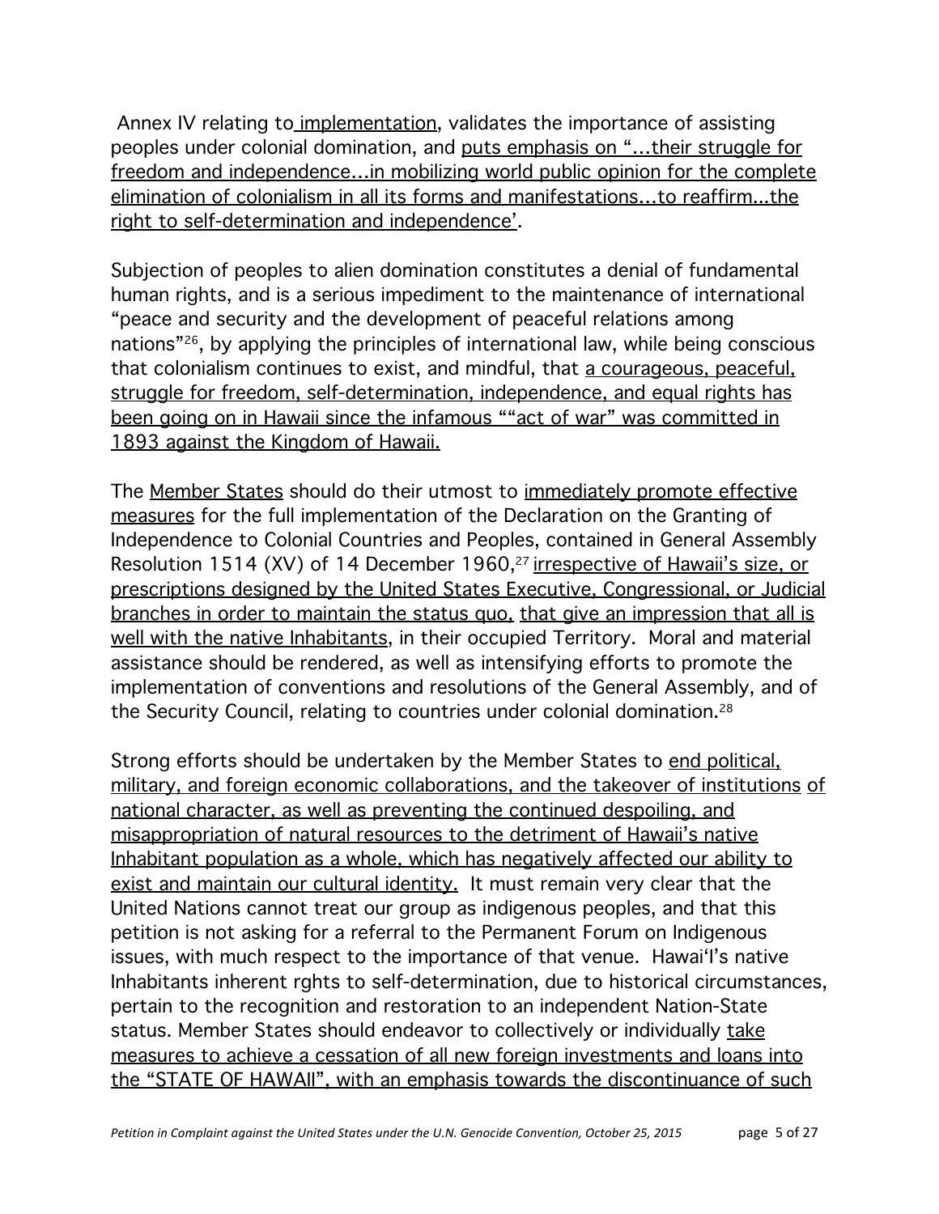Annex IV relating to implementation, validates the importance of assisting peoples under colonial domination, and puts emphasis on "…their struggle for freedom and independence…in mobilizing world public opinion for the complete elimination of colonialism in all its forms and manifestations…to reaffirm...the right to self-determination and independence'.

Subjection of peoples to alien domination constitutes a denial of fundamental human rights, and is a serious impediment to the maintenance of international "peace and security and the development of peaceful relations among nations"[26], by applying the principles of international law, while being conscious that colonialism continues to exist, and mindful, that a courageous, peaceful, struggle for freedom, self-determination, independence, and equal rights has been going on in Hawaii since the infamous ""act of war" was committed in 1893 against the Kingdom of Hawaii.

The Member States should do their utmost to immediately promote effective measures for the full implementation of the Declaration on the Granting of Independence to Colonial Countries and Peoples, contained in General Assembly Resolution 1514 (XV) of 14 December 1960,[27] irrespective of Hawaii's size, or prescriptions designed by the United States Executive, Congressional, or Judicial branches in order to maintain the status quo, that give an impression that all is well with the native Inhabitants, in their occupied Territory. Moral and material assistance should be rendered, as well as intensifying efforts to promote the implementation of conventions and resolutions of the General Assembly, and of the Security Council, relating to countries under colonial domination.[28]

Strong efforts should be undertaken by the Member States to end political, military, and foreign economic collaborations, and the takeover of institutions of national character, as well as preventing the continued despoiling, and misappropriation of natural resources to the detriment of Hawaii's native Inhabitant population as a whole, which has negatively affected our ability to exist and maintain our cultural identity. It must remain very clear that the United Nations cannot treat our group as indigenous peoples, and that this petition is not asking for a referral to the Permanent Forum on Indigenous issues, with much respect to the importance of that venue. Hawai'I's native Inhabitants inherent rghts to self-determination, due to historical circumstances, pertain to the recognition and restoration to an independent Nation-State status. Member States should endeavor to collectively or individually take measures to achieve a cessation of all new foreign investments and loans into the "STATE OF HAWAII", with an emphasis towards the discontinuance of such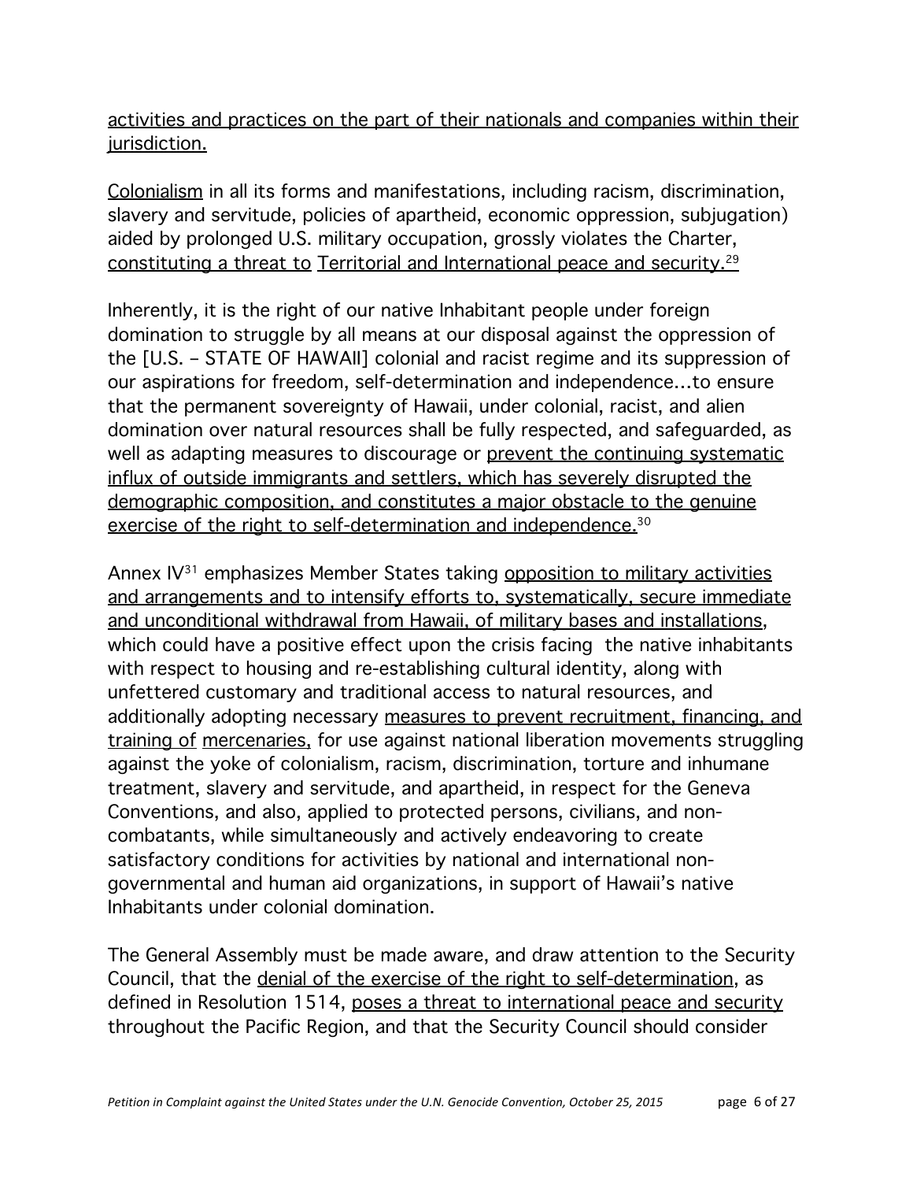activities and practices on the part of their nationals and companies within their jurisdiction.

Colonialism in all its forms and manifestations, including racism, discrimination, slavery and servitude, policies of apartheid, economic oppression, subjugation) aided by prolonged U.S. military occupation, grossly violates the Charter, constituting a threat to Territorial and International peace and security.[29]

Inherently, it is the right of our native Inhabitant people under foreign domination to struggle by all means at our disposal against the oppression of the [U.S. – STATE OF HAWAII] colonial and racist regime and its suppression of our aspirations for freedom, self-determination and independence…to ensure that the permanent sovereignty of Hawaii, under colonial, racist, and alien domination over natural resources shall be fully respected, and safeguarded, as well as adapting measures to discourage or prevent the continuing systematic influx of outside immigrants and settlers, which has severely disrupted the demographic composition, and constitutes a major obstacle to the genuine exercise of the right to self-determination and independence.[30]

Annex IV[31] emphasizes Member States taking opposition to military activities and arrangements and to intensify efforts to, systematically, secure immediate and unconditional withdrawal from Hawaii, of military bases and installations, which could have a positive effect upon the crisis facing the native inhabitants with respect to housing and re-establishing cultural identity, along with unfettered customary and traditional access to natural resources, and additionally adopting necessary measures to prevent recruitment, financing, and training of mercenaries, for use against national liberation movements struggling against the yoke of colonialism, racism, discrimination, torture and inhumane treatment, slavery and servitude, and apartheid, in respect for the Geneva Conventions, and also, applied to protected persons, civilians, and non-combatants, while simultaneously and actively endeavoring to create satisfactory conditions for activities by national and international non-governmental and human aid organizations, in support of Hawaii's native Inhabitants under colonial domination.

The General Assembly must be made aware, and draw attention to the Security Council, that the denial of the exercise of the right to self-determination, as defined in Resolution 1514, poses a threat to international peace and security throughout the Pacific Region, and that the Security Council should consider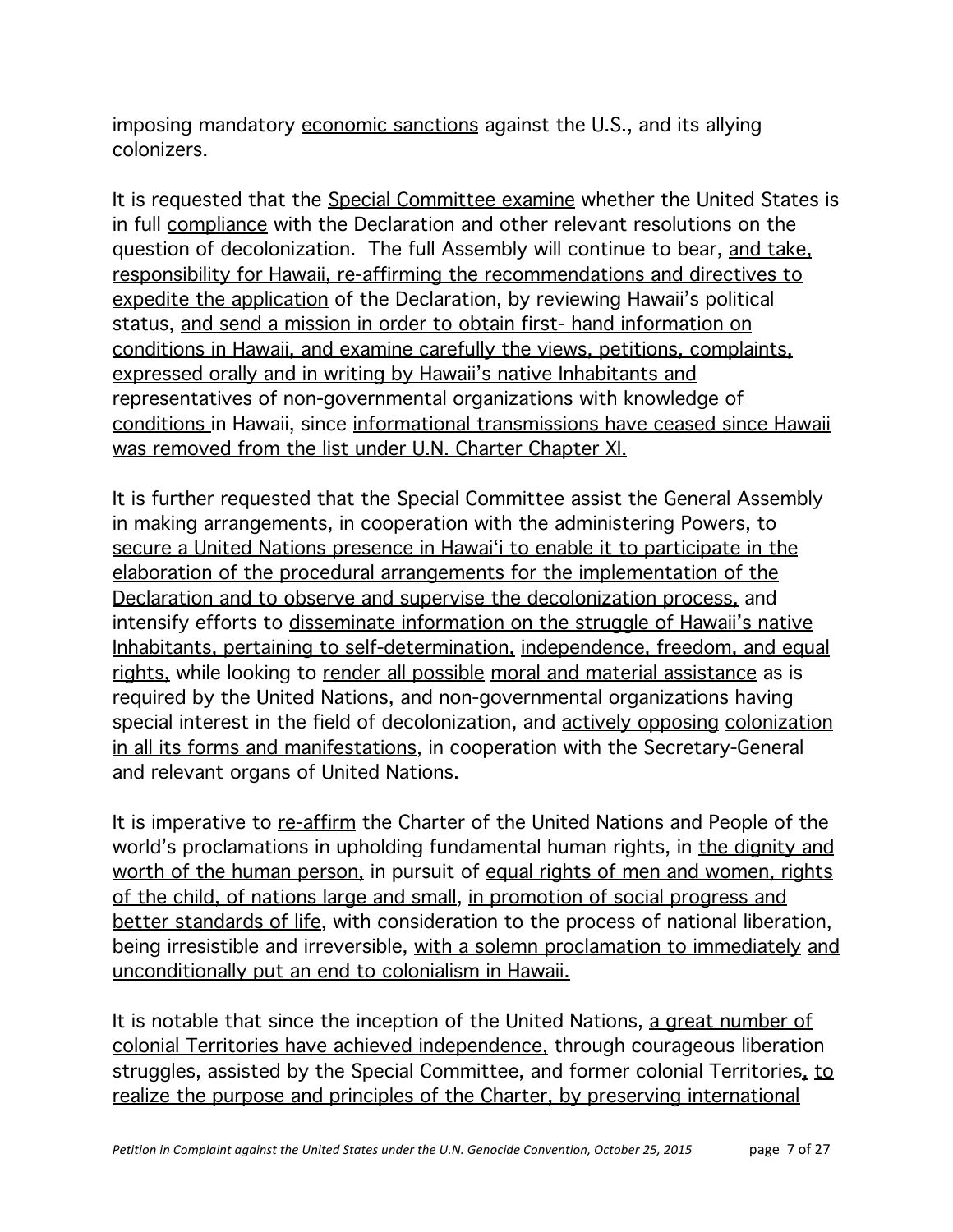imposing mandatory economic sanctions against the U.S., and its allying colonizers.

It is requested that the Special Committee examine whether the United States is in full compliance with the Declaration and other relevant resolutions on the question of decolonization. The full Assembly will continue to bear, and take, responsibility for Hawaii, re-affirming the recommendations and directives to expedite the application of the Declaration, by reviewing Hawaii's political status, and send a mission in order to obtain first- hand information on conditions in Hawaii, and examine carefully the views, petitions, complaints, expressed orally and in writing by Hawaii's native Inhabitants and representatives of non-governmental organizations with knowledge of conditions in Hawaii, since informational transmissions have ceased since Hawaii was removed from the list under U.N. Charter Chapter XI.

It is further requested that the Special Committee assist the General Assembly in making arrangements, in cooperation with the administering Powers, to secure a United Nations presence in Hawaiʻi to enable it to participate in the elaboration of the procedural arrangements for the implementation of the Declaration and to observe and supervise the decolonization process, and intensify efforts to disseminate information on the struggle of Hawaii's native Inhabitants, pertaining to self-determination, independence, freedom, and equal rights, while looking to render all possible moral and material assistance as is required by the United Nations, and non-governmental organizations having special interest in the field of decolonization, and actively opposing colonization in all its forms and manifestations, in cooperation with the Secretary-General and relevant organs of United Nations.

It is imperative to re-affirm the Charter of the United Nations and People of the world's proclamations in upholding fundamental human rights, in the dignity and worth of the human person, in pursuit of equal rights of men and women, rights of the child, of nations large and small, in promotion of social progress and better standards of life, with consideration to the process of national liberation, being irresistible and irreversible, with a solemn proclamation to immediately and unconditionally put an end to colonialism in Hawaii.

It is notable that since the inception of the United Nations, a great number of colonial Territories have achieved independence, through courageous liberation struggles, assisted by the Special Committee, and former colonial Territories, to realize the purpose and principles of the Charter, by preserving international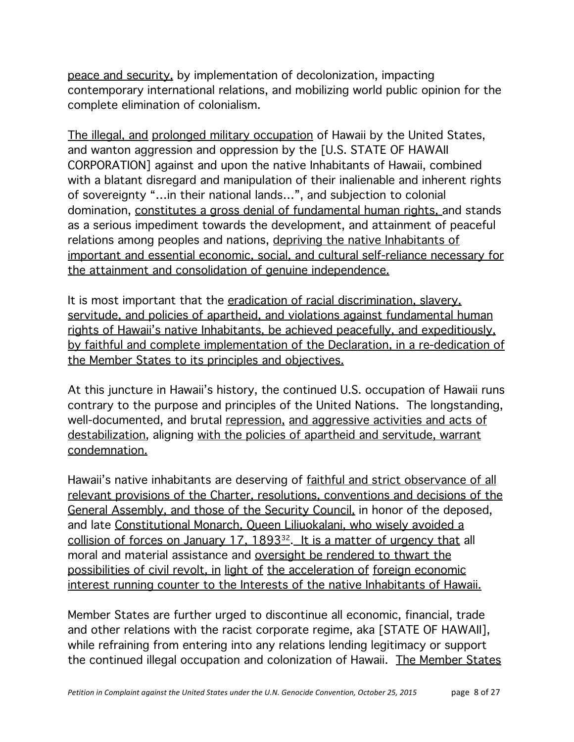peace and security, by implementation of decolonization, impacting contemporary international relations, and mobilizing world public opinion for the complete elimination of colonialism.

The illegal, and prolonged military occupation of Hawaii by the United States, and wanton aggression and oppression by the [U.S. STATE OF HAWAII CORPORATION] against and upon the native Inhabitants of Hawaii, combined with a blatant disregard and manipulation of their inalienable and inherent rights of sovereignty "…in their national lands…", and subjection to colonial domination, constitutes a gross denial of fundamental human rights, and stands as a serious impediment towards the development, and attainment of peaceful relations among peoples and nations, depriving the native Inhabitants of important and essential economic, social, and cultural self-reliance necessary for the attainment and consolidation of genuine independence.

It is most important that the eradication of racial discrimination, slavery, servitude, and policies of apartheid, and violations against fundamental human rights of Hawaii's native Inhabitants, be achieved peacefully, and expeditiously, by faithful and complete implementation of the Declaration, in a re-dedication of the Member States to its principles and objectives.

At this juncture in Hawaii's history, the continued U.S. occupation of Hawaii runs contrary to the purpose and principles of the United Nations. The longstanding, well-documented, and brutal repression, and aggressive activities and acts of destabilization, aligning with the policies of apartheid and servitude, warrant condemnation.

Hawaii's native inhabitants are deserving of faithful and strict observance of all relevant provisions of the Charter, resolutions, conventions and decisions of the General Assembly, and those of the Security Council, in honor of the deposed, and late Constitutional Monarch, Queen Liliuokalani, who wisely avoided a collision of forces on January 17, 1893[32]. It is a matter of urgency that all moral and material assistance and oversight be rendered to thwart the possibilities of civil revolt, in light of the acceleration of foreign economic interest running counter to the Interests of the native Inhabitants of Hawaii.

Member States are further urged to discontinue all economic, financial, trade and other relations with the racist corporate regime, aka [STATE OF HAWAII], while refraining from entering into any relations lending legitimacy or support the continued illegal occupation and colonization of Hawaii. The Member States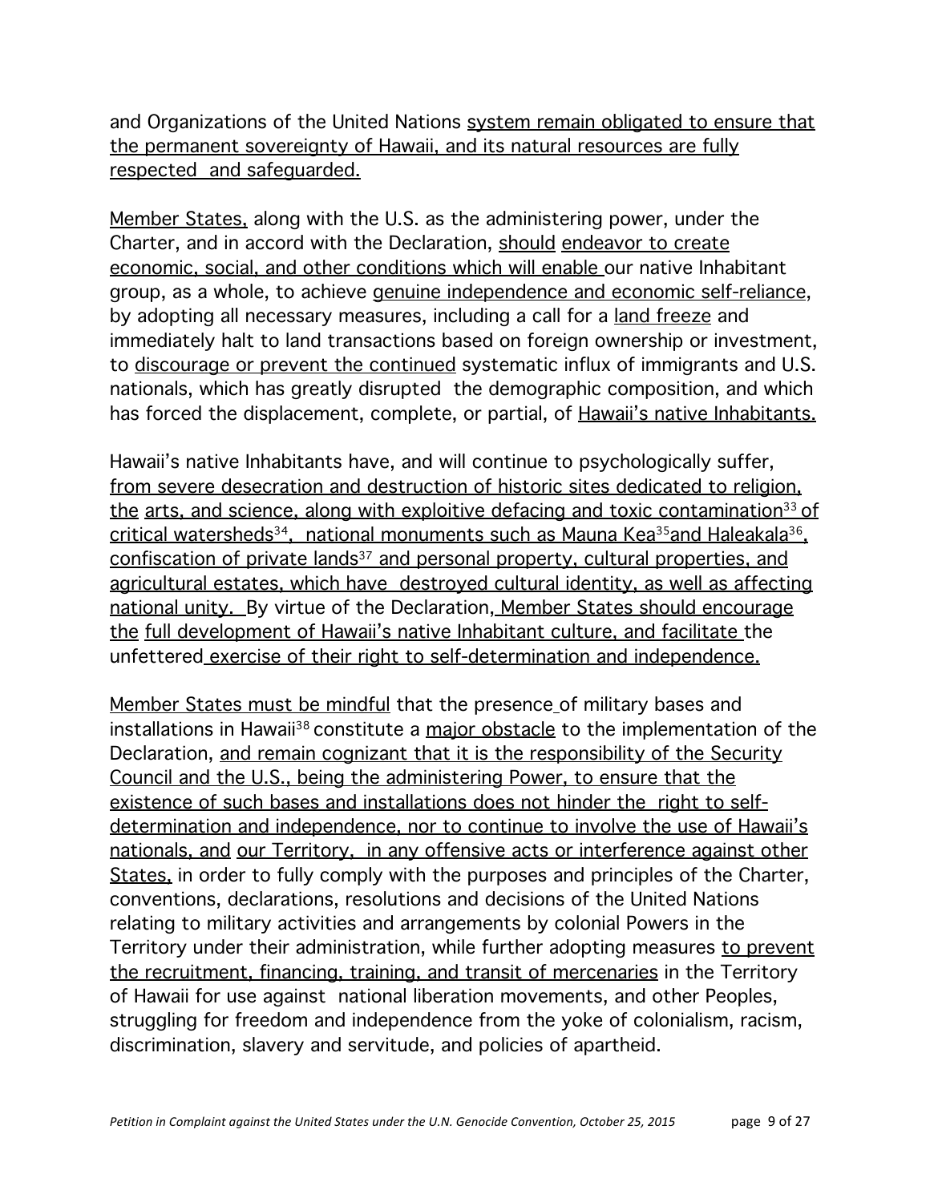and Organizations of the United Nations system remain obligated to ensure that the permanent sovereignty of Hawaii, and its natural resources are fully respected and safeguarded.

Member States, along with the U.S. as the administering power, under the Charter, and in accord with the Declaration, should endeavor to create economic, social, and other conditions which will enable our native Inhabitant group, as a whole, to achieve genuine independence and economic self-reliance, by adopting all necessary measures, including a call for a land freeze and immediately halt to land transactions based on foreign ownership or investment, to discourage or prevent the continued systematic influx of immigrants and U.S. nationals, which has greatly disrupted the demographic composition, and which has forced the displacement, complete, or partial, of Hawaii's native Inhabitants.

Hawaii's native Inhabitants have, and will continue to psychologically suffer, from severe desecration and destruction of historic sites dedicated to religion, the arts, and science, along with exploitive defacing and toxic contamination[33] of critical watersheds[34], national monuments such as Mauna Kea[35] and Haleakala[36], confiscation of private lands[37] and personal property, cultural properties, and agricultural estates, which have destroyed cultural identity, as well as affecting national unity. By virtue of the Declaration, Member States should encourage the full development of Hawaii's native Inhabitant culture, and facilitate the unfettered exercise of their right to self-determination and independence.

Member States must be mindful that the presence of military bases and installations in Hawaii[38] constitute a major obstacle to the implementation of the Declaration, and remain cognizant that it is the responsibility of the Security Council and the U.S., being the administering Power, to ensure that the existence of such bases and installations does not hinder the right to self-determination and independence, nor to continue to involve the use of Hawaii's nationals, and our Territory, in any offensive acts or interference against other States, in order to fully comply with the purposes and principles of the Charter, conventions, declarations, resolutions and decisions of the United Nations relating to military activities and arrangements by colonial Powers in the Territory under their administration, while further adopting measures to prevent the recruitment, financing, training, and transit of mercenaries in the Territory of Hawaii for use against national liberation movements, and other Peoples, struggling for freedom and independence from the yoke of colonialism, racism, discrimination, slavery and servitude, and policies of apartheid.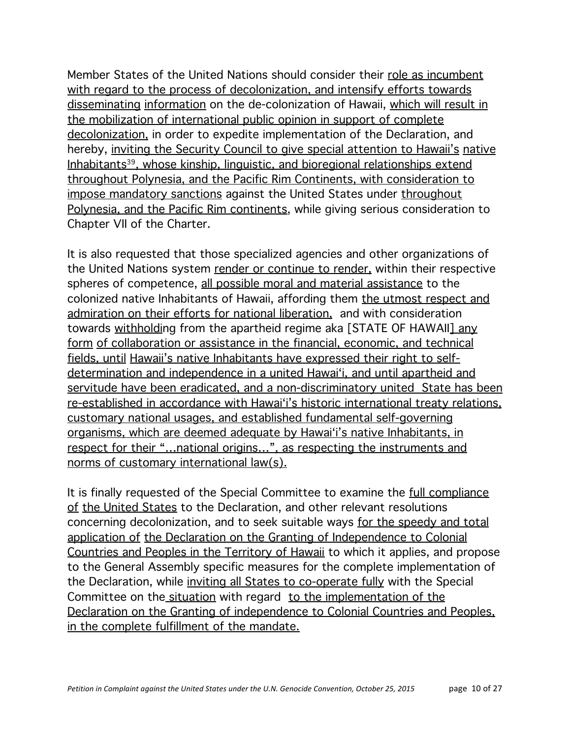Member States of the United Nations should consider their role as incumbent with regard to the process of decolonization, and intensify efforts towards disseminating information on the de-colonization of Hawaii, which will result in the mobilization of international public opinion in support of complete decolonization, in order to expedite implementation of the Declaration, and hereby, inviting the Security Council to give special attention to Hawaii's native Inhabitants[39], whose kinship, linguistic, and bioregional relationships extend throughout Polynesia, and the Pacific Rim Continents, with consideration to impose mandatory sanctions against the United States under throughout Polynesia, and the Pacific Rim continents, while giving serious consideration to Chapter VII of the Charter.

It is also requested that those specialized agencies and other organizations of the United Nations system render or continue to render, within their respective spheres of competence, all possible moral and material assistance to the colonized native Inhabitants of Hawaii, affording them the utmost respect and admiration on their efforts for national liberation, and with consideration towards withholding from the apartheid regime aka [STATE OF HAWAII] any form of collaboration or assistance in the financial, economic, and technical fields, until Hawaii's native Inhabitants have expressed their right to self-determination and independence in a united Hawai'i, and until apartheid and servitude have been eradicated, and a non-discriminatory united State has been re-established in accordance with Hawai'i's historic international treaty relations, customary national usages, and established fundamental self-governing organisms, which are deemed adequate by Hawai'i's native Inhabitants, in respect for their "...national origins...", as respecting the instruments and norms of customary international law(s).

It is finally requested of the Special Committee to examine the full compliance of the United States to the Declaration, and other relevant resolutions concerning decolonization, and to seek suitable ways for the speedy and total application of the Declaration on the Granting of Independence to Colonial Countries and Peoples in the Territory of Hawaii to which it applies, and propose to the General Assembly specific measures for the complete implementation of the Declaration, while inviting all States to co-operate fully with the Special Committee on the situation with regard to the implementation of the Declaration on the Granting of independence to Colonial Countries and Peoples, in the complete fulfillment of the mandate.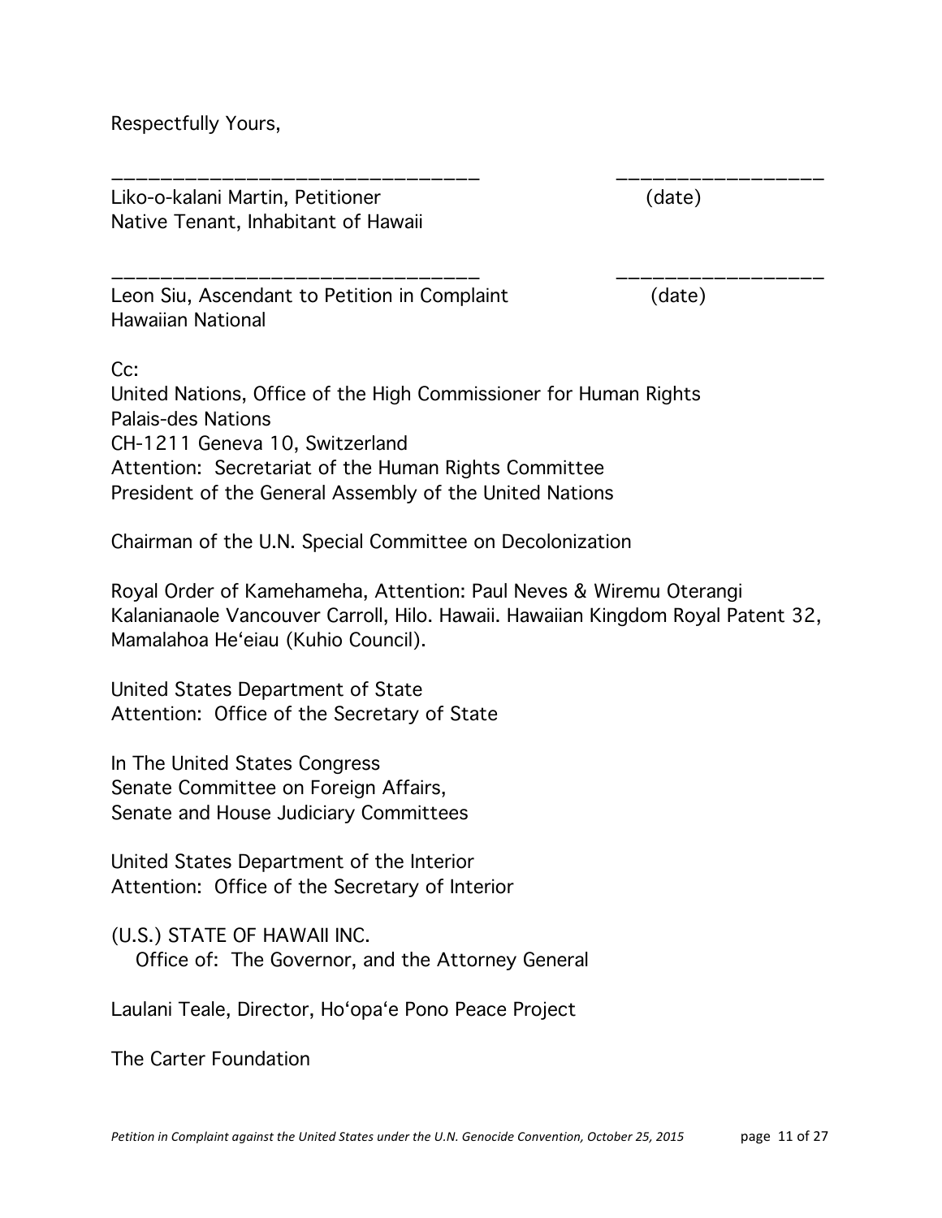Respectfully Yours,

\_\_\_\_\_\_\_\_\_\_\_\_\_\_\_\_\_\_\_\_\_\_\_\_\_\_\_\_\_\_\_ \_\_\_\_\_\_\_\_\_\_\_\_\_\_\_\_\_

Liko-o-kalani Martin, Petitioner (date)
Native Tenant, Inhabitant of Hawaii

\_\_\_\_\_\_\_\_\_\_\_\_\_\_\_\_\_\_\_\_\_\_\_\_\_\_\_\_\_\_\_ \_\_\_\_\_\_\_\_\_\_\_\_\_\_\_\_\_

Leon Siu, Ascendant to Petition in Complaint (date)
Hawaiian National

Cc:
United Nations, Office of the High Commissioner for Human Rights
Palais-des Nations
CH-1211 Geneva 10, Switzerland
Attention: Secretariat of the Human Rights Committee
President of the General Assembly of the United Nations

Chairman of the U.N. Special Committee on Decolonization

Royal Order of Kamehameha, Attention: Paul Neves & Wiremu Oterangi Kalanianaole Vancouver Carroll, Hilo. Hawaii. Hawaiian Kingdom Royal Patent 32, Mamalahoa He'eiau (Kuhio Council).

United States Department of State
Attention: Office of the Secretary of State

In The United States Congress
Senate Committee on Foreign Affairs,
Senate and House Judiciary Committees

United States Department of the Interior
Attention: Office of the Secretary of Interior

(U.S.) STATE OF HAWAII INC.
Office of: The Governor, and the Attorney General

Laulani Teale, Director, Ho'opa'e Pono Peace Project

The Carter Foundation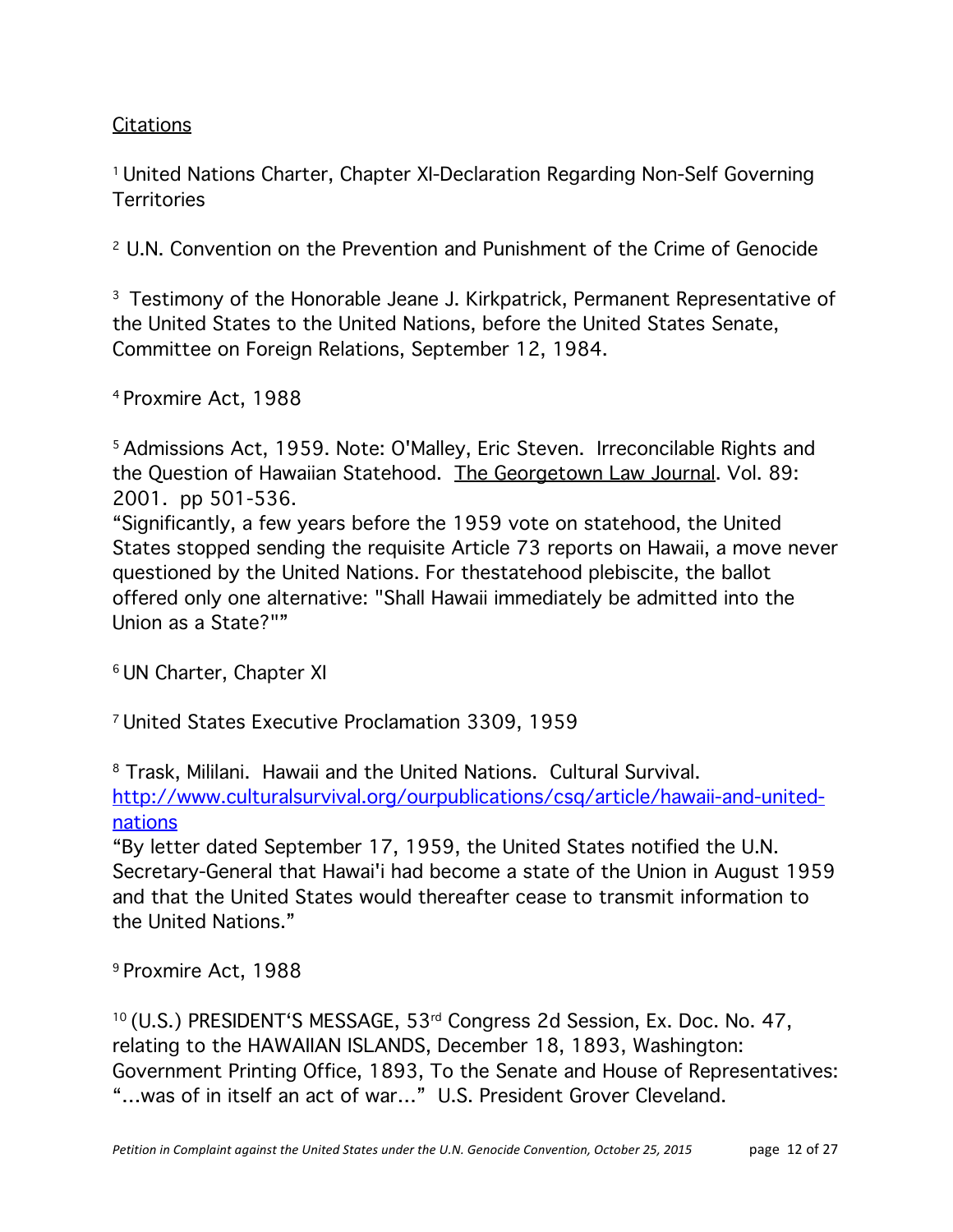Citations

[1] United Nations Charter, Chapter XI-Declaration Regarding Non-Self Governing Territories

[2] U.N. Convention on the Prevention and Punishment of the Crime of Genocide

[3] Testimony of the Honorable Jeane J. Kirkpatrick, Permanent Representative of the United States to the United Nations, before the United States Senate, Committee on Foreign Relations, September 12, 1984.

[4] Proxmire Act, 1988

[5] Admissions Act, 1959. Note: O'Malley, Eric Steven. Irreconcilable Rights and the Question of Hawaiian Statehood. The Georgetown Law Journal. Vol. 89: 2001. pp 501-536.
"Significantly, a few years before the 1959 vote on statehood, the United States stopped sending the requisite Article 73 reports on Hawaii, a move never questioned by the United Nations. For thestatehood plebiscite, the ballot offered only one alternative: "Shall Hawaii immediately be admitted into the Union as a State?""

[6] UN Charter, Chapter XI

[7] United States Executive Proclamation 3309, 1959

[8] Trask, Mililani. Hawaii and the United Nations. Cultural Survival. http://www.culturalsurvival.org/ourpublications/csq/article/hawaii-and-united-nations
"By letter dated September 17, 1959, the United States notified the U.N. Secretary-General that Hawai'i had become a state of the Union in August 1959 and that the United States would thereafter cease to transmit information to the United Nations."

[9] Proxmire Act, 1988

[10] (U.S.) PRESIDENT'S MESSAGE, 53rd Congress 2d Session, Ex. Doc. No. 47, relating to the HAWAIIAN ISLANDS, December 18, 1893, Washington: Government Printing Office, 1893, To the Senate and House of Representatives: "...was of in itself an act of war..." U.S. President Grover Cleveland.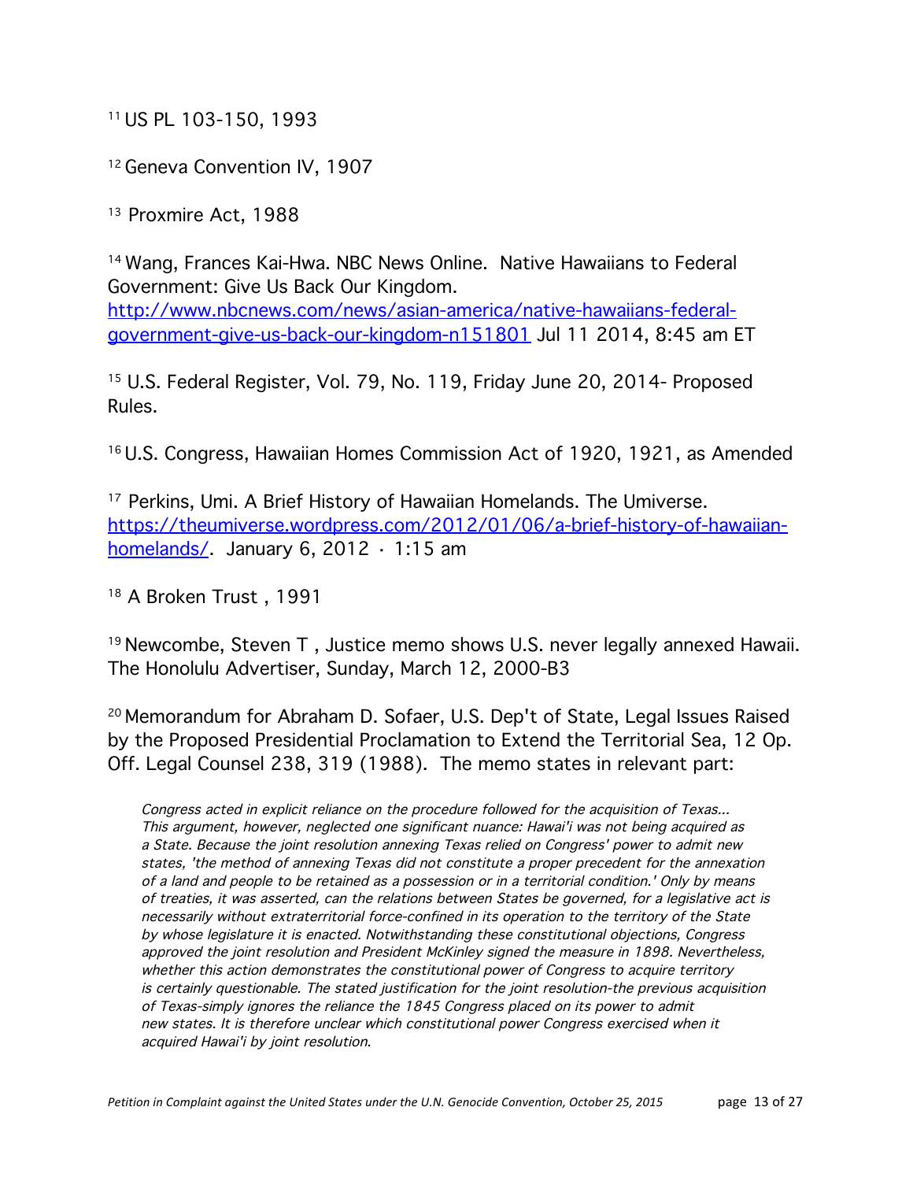[11] US PL 103-150, 1993

[12] Geneva Convention IV, 1907

[13] Proxmire Act, 1988

[14] Wang, Frances Kai-Hwa. NBC News Online. Native Hawaiians to Federal Government: Give Us Back Our Kingdom. http://www.nbcnews.com/news/asian-america/native-hawaiians-federal-government-give-us-back-our-kingdom-n151801 Jul 11 2014, 8:45 am ET

[15] U.S. Federal Register, Vol. 79, No. 119, Friday June 20, 2014- Proposed Rules.

[16] U.S. Congress, Hawaiian Homes Commission Act of 1920, 1921, as Amended

[17] Perkins, Umi. A Brief History of Hawaiian Homelands. The Umiverse. https://theumiverse.wordpress.com/2012/01/06/a-brief-history-of-hawaiian-homelands/. January 6, 2012 · 1:15 am

[18] A Broken Trust , 1991

[19] Newcombe, Steven T , Justice memo shows U.S. never legally annexed Hawaii. The Honolulu Advertiser, Sunday, March 12, 2000-B3

[20] Memorandum for Abraham D. Sofaer, U.S. Dep't of State, Legal Issues Raised by the Proposed Presidential Proclamation to Extend the Territorial Sea, 12 Op. Off. Legal Counsel 238, 319 (1988). The memo states in relevant part:

> *Congress acted in explicit reliance on the procedure followed for the acquisition of Texas... This argument, however, neglected one significant nuance: Hawai'i was not being acquired as a State. Because the joint resolution annexing Texas relied on Congress' power to admit new states, 'the method of annexing Texas did not constitute a proper precedent for the annexation of a land and people to be retained as a possession or in a territorial condition.' Only by means of treaties, it was asserted, can the relations between States be governed, for a legislative act is necessarily without extraterritorial force-confined in its operation to the territory of the State by whose legislature it is enacted. Notwithstanding these constitutional objections, Congress approved the joint resolution and President McKinley signed the measure in 1898. Nevertheless, whether this action demonstrates the constitutional power of Congress to acquire territory is certainly questionable. The stated justification for the joint resolution-the previous acquisition of Texas-simply ignores the reliance the 1845 Congress placed on its power to admit new states. It is therefore unclear which constitutional power Congress exercised when it acquired Hawai'i by joint resolution.*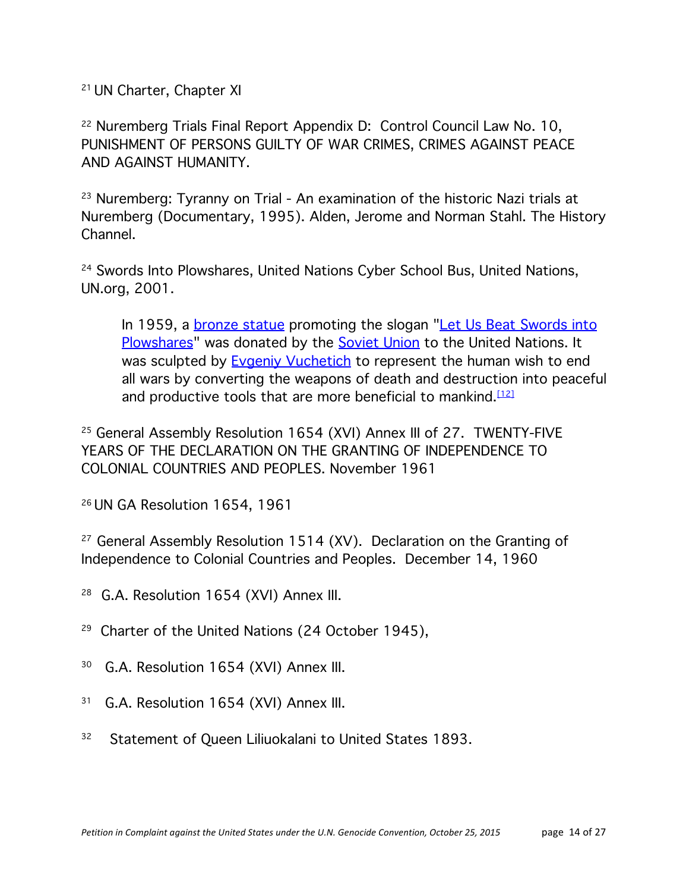[21] UN Charter, Chapter XI

[22] Nuremberg Trials Final Report Appendix D: Control Council Law No. 10, PUNISHMENT OF PERSONS GUILTY OF WAR CRIMES, CRIMES AGAINST PEACE AND AGAINST HUMANITY.

[23] Nuremberg: Tyranny on Trial - An examination of the historic Nazi trials at Nuremberg (Documentary, 1995). Alden, Jerome and Norman Stahl. The History Channel.

[24] Swords Into Plowshares, United Nations Cyber School Bus, United Nations, UN.org, 2001.

> In 1959, a bronze statue promoting the slogan "Let Us Beat Swords into Plowshares" was donated by the Soviet Union to the United Nations. It was sculpted by Evgeniy Vuchetich to represent the human wish to end all wars by converting the weapons of death and destruction into peaceful and productive tools that are more beneficial to mankind.[12]

[25] General Assembly Resolution 1654 (XVI) Annex III of 27. TWENTY-FIVE YEARS OF THE DECLARATION ON THE GRANTING OF INDEPENDENCE TO COLONIAL COUNTRIES AND PEOPLES. November 1961

[26] UN GA Resolution 1654, 1961

[27] General Assembly Resolution 1514 (XV). Declaration on the Granting of Independence to Colonial Countries and Peoples. December 14, 1960

[28] G.A. Resolution 1654 (XVI) Annex III.

[29] Charter of the United Nations (24 October 1945),

[30] G.A. Resolution 1654 (XVI) Annex III.

[31] G.A. Resolution 1654 (XVI) Annex III.

[32] Statement of Queen Liliuokalani to United States 1893.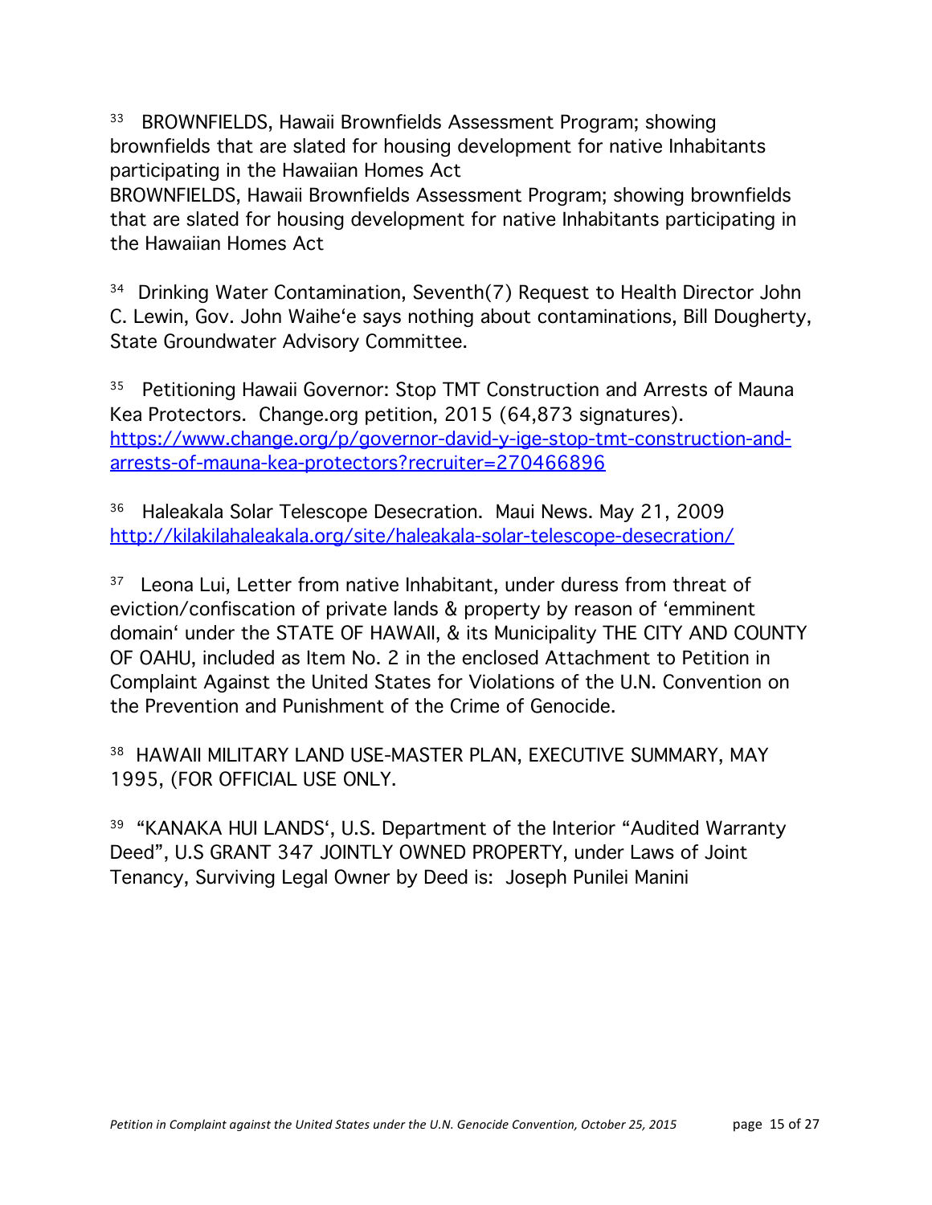[33] BROWNFIELDS, Hawaii Brownfields Assessment Program; showing brownfields that are slated for housing development for native Inhabitants participating in the Hawaiian Homes Act
BROWNFIELDS, Hawaii Brownfields Assessment Program; showing brownfields that are slated for housing development for native Inhabitants participating in the Hawaiian Homes Act

[34] Drinking Water Contamination, Seventh(7) Request to Health Director John C. Lewin, Gov. John Waihe'e says nothing about contaminations, Bill Dougherty, State Groundwater Advisory Committee.

[35] Petitioning Hawaii Governor: Stop TMT Construction and Arrests of Mauna Kea Protectors. Change.org petition, 2015 (64,873 signatures). https://www.change.org/p/governor-david-y-ige-stop-tmt-construction-and-arrests-of-mauna-kea-protectors?recruiter=270466896

[36] Haleakala Solar Telescope Desecration. Maui News. May 21, 2009 http://kilakilahaleakala.org/site/haleakala-solar-telescope-desecration/

[37] Leona Lui, Letter from native Inhabitant, under duress from threat of eviction/confiscation of private lands & property by reason of 'emminent domain' under the STATE OF HAWAII, & its Municipality THE CITY AND COUNTY OF OAHU, included as Item No. 2 in the enclosed Attachment to Petition in Complaint Against the United States for Violations of the U.N. Convention on the Prevention and Punishment of the Crime of Genocide.

[38] HAWAII MILITARY LAND USE-MASTER PLAN, EXECUTIVE SUMMARY, MAY 1995, (FOR OFFICIAL USE ONLY.

[39] "KANAKA HUI LANDS', U.S. Department of the Interior "Audited Warranty Deed", U.S GRANT 347 JOINTLY OWNED PROPERTY, under Laws of Joint Tenancy, Surviving Legal Owner by Deed is: Joseph Punilei Manini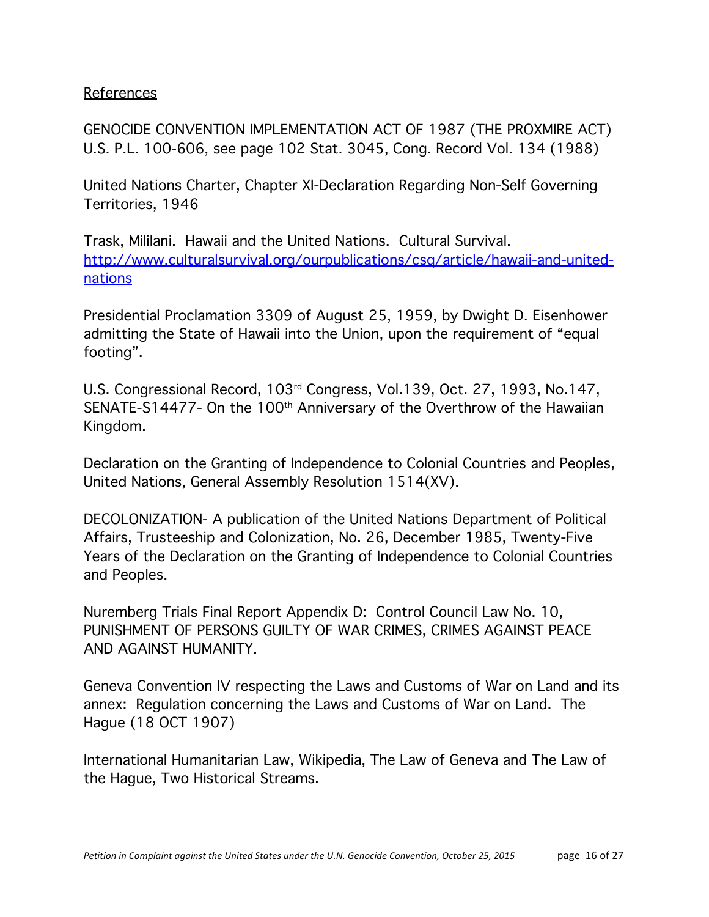References

GENOCIDE CONVENTION IMPLEMENTATION ACT OF 1987 (THE PROXMIRE ACT) U.S. P.L. 100-606, see page 102 Stat. 3045, Cong. Record Vol. 134 (1988)

United Nations Charter, Chapter XI-Declaration Regarding Non-Self Governing Territories, 1946

Trask, Mililani. Hawaii and the United Nations. Cultural Survival. http://www.culturalsurvival.org/ourpublications/csq/article/hawaii-and-united-nations

Presidential Proclamation 3309 of August 25, 1959, by Dwight D. Eisenhower admitting the State of Hawaii into the Union, upon the requirement of "equal footing".

U.S. Congressional Record, 103rd Congress, Vol.139, Oct. 27, 1993, No.147, SENATE-S14477- On the 100th Anniversary of the Overthrow of the Hawaiian Kingdom.

Declaration on the Granting of Independence to Colonial Countries and Peoples, United Nations, General Assembly Resolution 1514(XV).

DECOLONIZATION- A publication of the United Nations Department of Political Affairs, Trusteeship and Colonization, No. 26, December 1985, Twenty-Five Years of the Declaration on the Granting of Independence to Colonial Countries and Peoples.

Nuremberg Trials Final Report Appendix D: Control Council Law No. 10, PUNISHMENT OF PERSONS GUILTY OF WAR CRIMES, CRIMES AGAINST PEACE AND AGAINST HUMANITY.

Geneva Convention IV respecting the Laws and Customs of War on Land and its annex: Regulation concerning the Laws and Customs of War on Land. The Hague (18 OCT 1907)

International Humanitarian Law, Wikipedia, The Law of Geneva and The Law of the Hague, Two Historical Streams.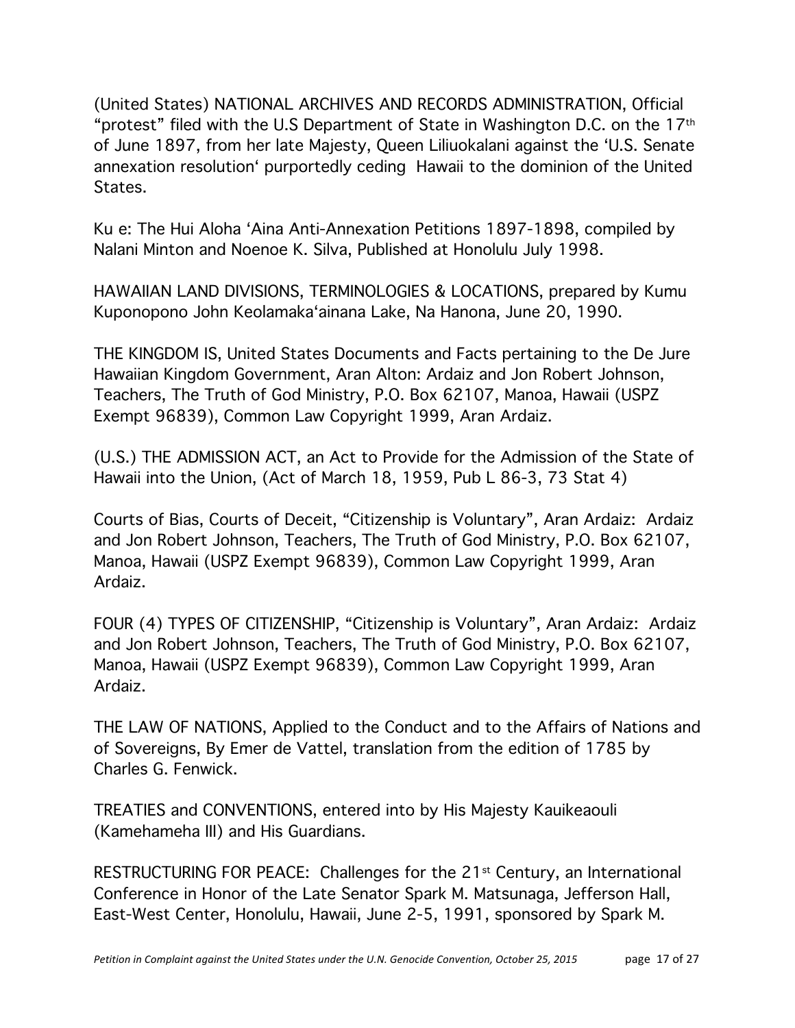(United States) NATIONAL ARCHIVES AND RECORDS ADMINISTRATION, Official "protest" filed with the U.S Department of State in Washington D.C. on the 17th of June 1897, from her late Majesty, Queen Liliuokalani against the 'U.S. Senate annexation resolution' purportedly ceding Hawaii to the dominion of the United States.

Ku e: The Hui Aloha 'Aina Anti-Annexation Petitions 1897-1898, compiled by Nalani Minton and Noenoe K. Silva, Published at Honolulu July 1998.

HAWAIIAN LAND DIVISIONS, TERMINOLOGIES & LOCATIONS, prepared by Kumu Kuponopono John Keolamaka'ainana Lake, Na Hanona, June 20, 1990.

THE KINGDOM IS, United States Documents and Facts pertaining to the De Jure Hawaiian Kingdom Government, Aran Alton: Ardaiz and Jon Robert Johnson, Teachers, The Truth of God Ministry, P.O. Box 62107, Manoa, Hawaii (USPZ Exempt 96839), Common Law Copyright 1999, Aran Ardaiz.

(U.S.) THE ADMISSION ACT, an Act to Provide for the Admission of the State of Hawaii into the Union, (Act of March 18, 1959, Pub L 86-3, 73 Stat 4)

Courts of Bias, Courts of Deceit, "Citizenship is Voluntary", Aran Ardaiz: Ardaiz and Jon Robert Johnson, Teachers, The Truth of God Ministry, P.O. Box 62107, Manoa, Hawaii (USPZ Exempt 96839), Common Law Copyright 1999, Aran Ardaiz.

FOUR (4) TYPES OF CITIZENSHIP, "Citizenship is Voluntary", Aran Ardaiz: Ardaiz and Jon Robert Johnson, Teachers, The Truth of God Ministry, P.O. Box 62107, Manoa, Hawaii (USPZ Exempt 96839), Common Law Copyright 1999, Aran Ardaiz.

THE LAW OF NATIONS, Applied to the Conduct and to the Affairs of Nations and of Sovereigns, By Emer de Vattel, translation from the edition of 1785 by Charles G. Fenwick.

TREATIES and CONVENTIONS, entered into by His Majesty Kauikeaouli (Kamehameha III) and His Guardians.

RESTRUCTURING FOR PEACE: Challenges for the 21st Century, an International Conference in Honor of the Late Senator Spark M. Matsunaga, Jefferson Hall, East-West Center, Honolulu, Hawaii, June 2-5, 1991, sponsored by Spark M.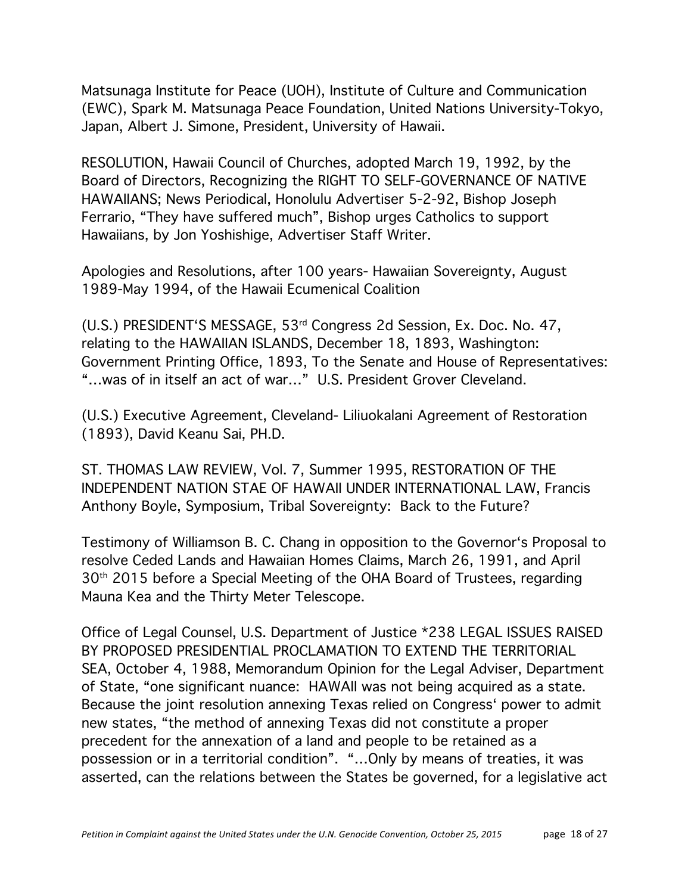Matsunaga Institute for Peace (UOH), Institute of Culture and Communication (EWC), Spark M. Matsunaga Peace Foundation, United Nations University-Tokyo, Japan, Albert J. Simone, President, University of Hawaii.

RESOLUTION, Hawaii Council of Churches, adopted March 19, 1992, by the Board of Directors, Recognizing the RIGHT TO SELF-GOVERNANCE OF NATIVE HAWAIIANS; News Periodical, Honolulu Advertiser 5-2-92, Bishop Joseph Ferrario, "They have suffered much", Bishop urges Catholics to support Hawaiians, by Jon Yoshishige, Advertiser Staff Writer.

Apologies and Resolutions, after 100 years- Hawaiian Sovereignty, August 1989-May 1994, of the Hawaii Ecumenical Coalition

(U.S.) PRESIDENT'S MESSAGE, 53rd Congress 2d Session, Ex. Doc. No. 47, relating to the HAWAIIAN ISLANDS, December 18, 1893, Washington: Government Printing Office, 1893, To the Senate and House of Representatives: "...was of in itself an act of war..." U.S. President Grover Cleveland.

(U.S.) Executive Agreement, Cleveland- Liliuokalani Agreement of Restoration (1893), David Keanu Sai, PH.D.

ST. THOMAS LAW REVIEW, Vol. 7, Summer 1995, RESTORATION OF THE INDEPENDENT NATION STAE OF HAWAII UNDER INTERNATIONAL LAW, Francis Anthony Boyle, Symposium, Tribal Sovereignty: Back to the Future?

Testimony of Williamson B. C. Chang in opposition to the Governor's Proposal to resolve Ceded Lands and Hawaiian Homes Claims, March 26, 1991, and April 30th 2015 before a Special Meeting of the OHA Board of Trustees, regarding Mauna Kea and the Thirty Meter Telescope.

Office of Legal Counsel, U.S. Department of Justice *238 LEGAL ISSUES RAISED BY PROPOSED PRESIDENTIAL PROCLAMATION TO EXTEND THE TERRITORIAL SEA, October 4, 1988, Memorandum Opinion for the Legal Adviser, Department of State, "one significant nuance: HAWAII was not being acquired as a state. Because the joint resolution annexing Texas relied on Congress' power to admit new states, "the method of annexing Texas did not constitute a proper precedent for the annexation of a land and people to be retained as a possession or in a territorial condition". "...Only by means of treaties, it was asserted, can the relations between the States be governed, for a legislative act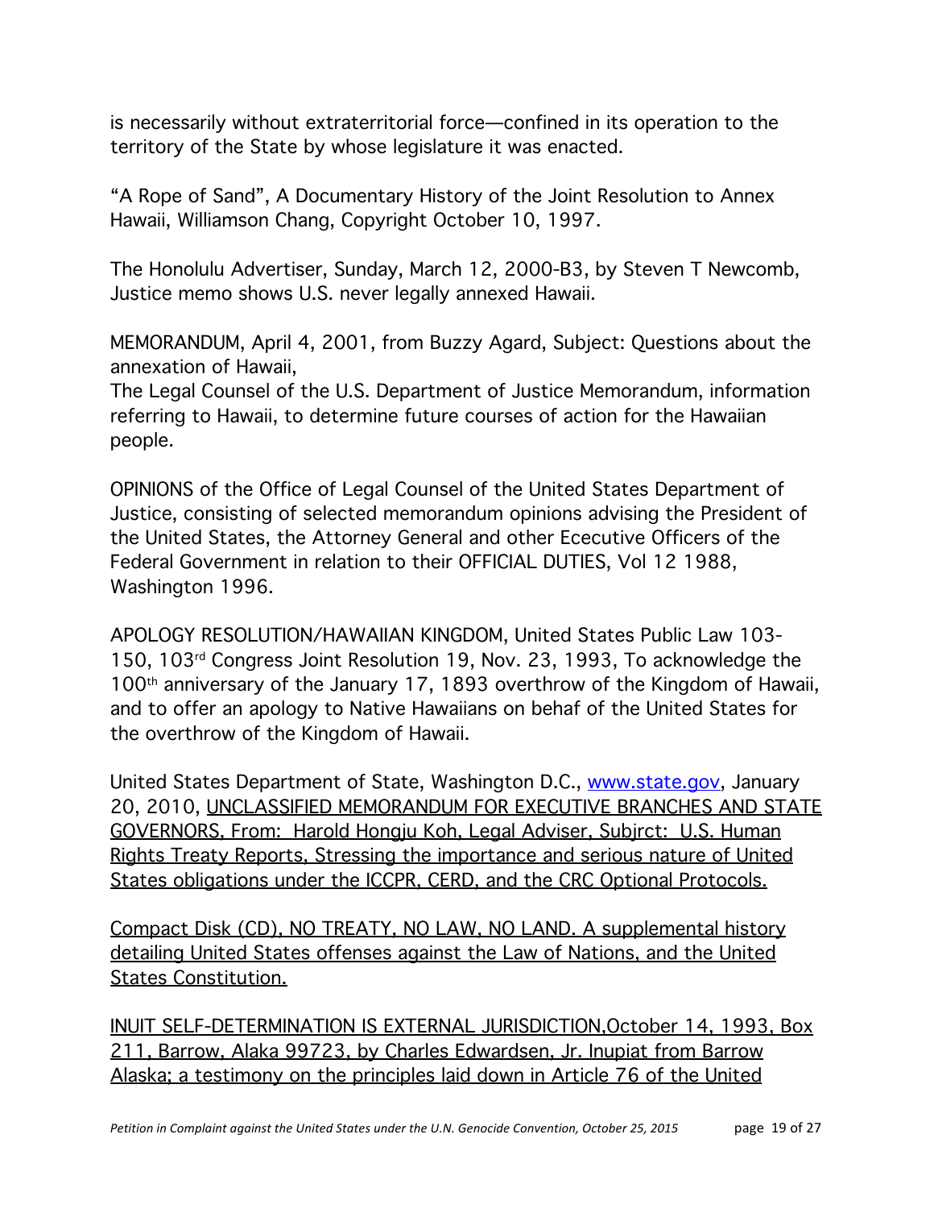is necessarily without extraterritorial force—confined in its operation to the territory of the State by whose legislature it was enacted.

"A Rope of Sand", A Documentary History of the Joint Resolution to Annex Hawaii, Williamson Chang, Copyright October 10, 1997.

The Honolulu Advertiser, Sunday, March 12, 2000-B3, by Steven T Newcomb, Justice memo shows U.S. never legally annexed Hawaii.

MEMORANDUM, April 4, 2001, from Buzzy Agard, Subject: Questions about the annexation of Hawaii,
The Legal Counsel of the U.S. Department of Justice Memorandum, information referring to Hawaii, to determine future courses of action for the Hawaiian people.

OPINIONS of the Office of Legal Counsel of the United States Department of Justice, consisting of selected memorandum opinions advising the President of the United States, the Attorney General and other Ececutive Officers of the Federal Government in relation to their OFFICIAL DUTIES, Vol 12 1988, Washington 1996.

APOLOGY RESOLUTION/HAWAIIAN KINGDOM, United States Public Law 103-150, 103rd Congress Joint Resolution 19, Nov. 23, 1993, To acknowledge the 100th anniversary of the January 17, 1893 overthrow of the Kingdom of Hawaii, and to offer an apology to Native Hawaiians on behaf of the United States for the overthrow of the Kingdom of Hawaii.

United States Department of State, Washington D.C., www.state.gov, January 20, 2010, UNCLASSIFIED MEMORANDUM FOR EXECUTIVE BRANCHES AND STATE GOVERNORS, From: Harold Hongju Koh, Legal Adviser, Subjrct: U.S. Human Rights Treaty Reports, Stressing the importance and serious nature of United States obligations under the ICCPR, CERD, and the CRC Optional Protocols.

Compact Disk (CD), NO TREATY, NO LAW, NO LAND. A supplemental history detailing United States offenses against the Law of Nations, and the United States Constitution.

INUIT SELF-DETERMINATION IS EXTERNAL JURISDICTION,October 14, 1993, Box 211, Barrow, Alaka 99723, by Charles Edwardsen, Jr. Inupiat from Barrow Alaska; a testimony on the principles laid down in Article 76 of the United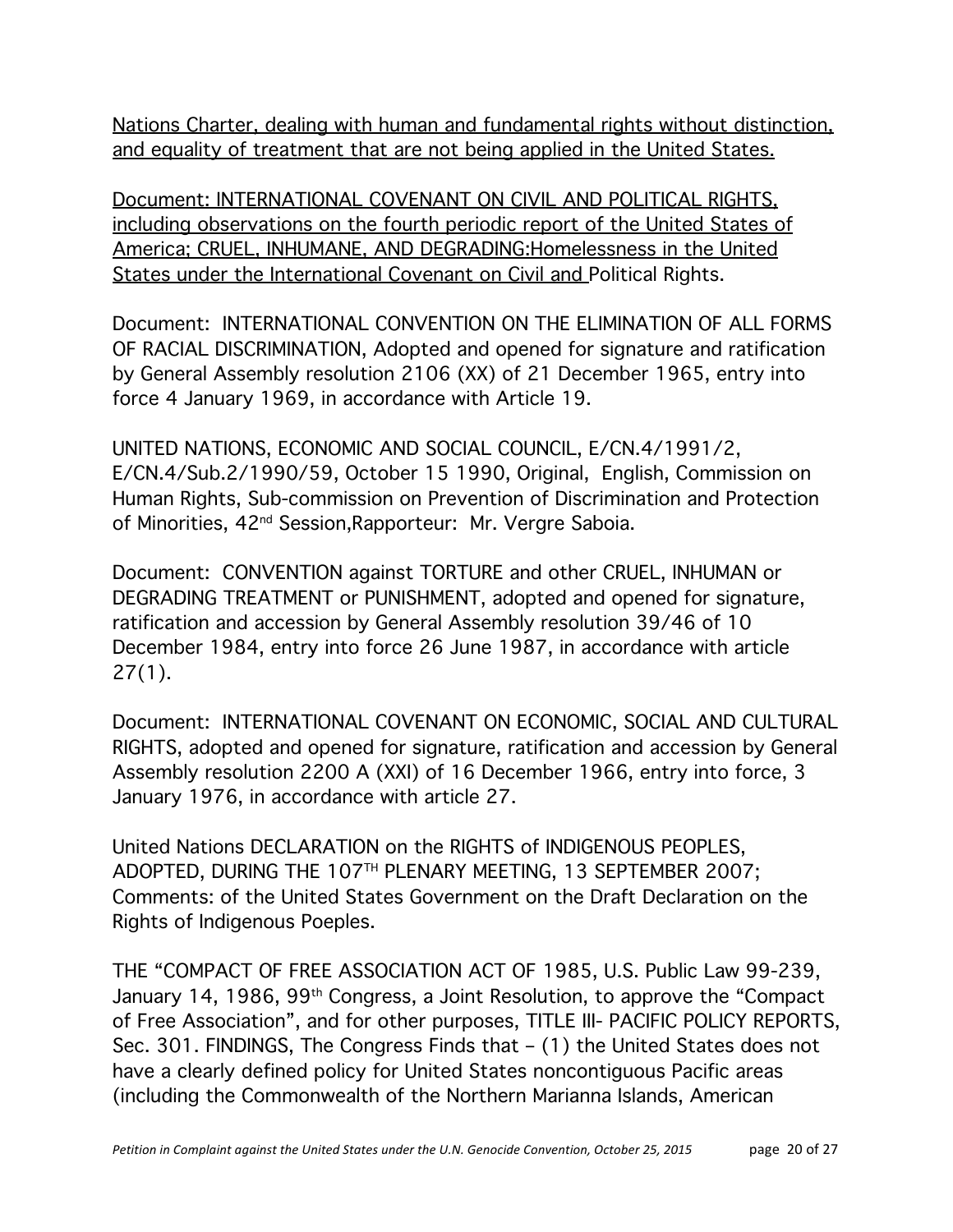<u>Nations Charter, dealing with human and fundamental rights without distinction, and equality of treatment that are not being applied in the United States.</u>

<u>Document: INTERNATIONAL COVENANT ON CIVIL AND POLITICAL RIGHTS, including observations on the fourth periodic report of the United States of America; CRUEL, INHUMANE, AND DEGRADING:Homelessness in the United States under the International Covenant on Civil and</u> Political Rights.

Document: INTERNATIONAL CONVENTION ON THE ELIMINATION OF ALL FORMS OF RACIAL DISCRIMINATION, Adopted and opened for signature and ratification by General Assembly resolution 2106 (XX) of 21 December 1965, entry into force 4 January 1969, in accordance with Article 19.

UNITED NATIONS, ECONOMIC AND SOCIAL COUNCIL, E/CN.4/1991/2, E/CN.4/Sub.2/1990/59, October 15 1990, Original, English, Commission on Human Rights, Sub-commission on Prevention of Discrimination and Protection of Minorities, 42nd Session,Rapporteur: Mr. Vergre Saboia.

Document: CONVENTION against TORTURE and other CRUEL, INHUMAN or DEGRADING TREATMENT or PUNISHMENT, adopted and opened for signature, ratification and accession by General Assembly resolution 39/46 of 10 December 1984, entry into force 26 June 1987, in accordance with article 27(1).

Document: INTERNATIONAL COVENANT ON ECONOMIC, SOCIAL AND CULTURAL RIGHTS, adopted and opened for signature, ratification and accession by General Assembly resolution 2200 A (XXI) of 16 December 1966, entry into force, 3 January 1976, in accordance with article 27.

United Nations DECLARATION on the RIGHTS of INDIGENOUS PEOPLES, ADOPTED, DURING THE 107TH PLENARY MEETING, 13 SEPTEMBER 2007; Comments: of the United States Government on the Draft Declaration on the Rights of Indigenous Poeples.

THE "COMPACT OF FREE ASSOCIATION ACT OF 1985, U.S. Public Law 99-239, January 14, 1986, 99th Congress, a Joint Resolution, to approve the "Compact of Free Association", and for other purposes, TITLE III- PACIFIC POLICY REPORTS, Sec. 301. FINDINGS, The Congress Finds that – (1) the United States does not have a clearly defined policy for United States noncontiguous Pacific areas (including the Commonwealth of the Northern Marianna Islands, American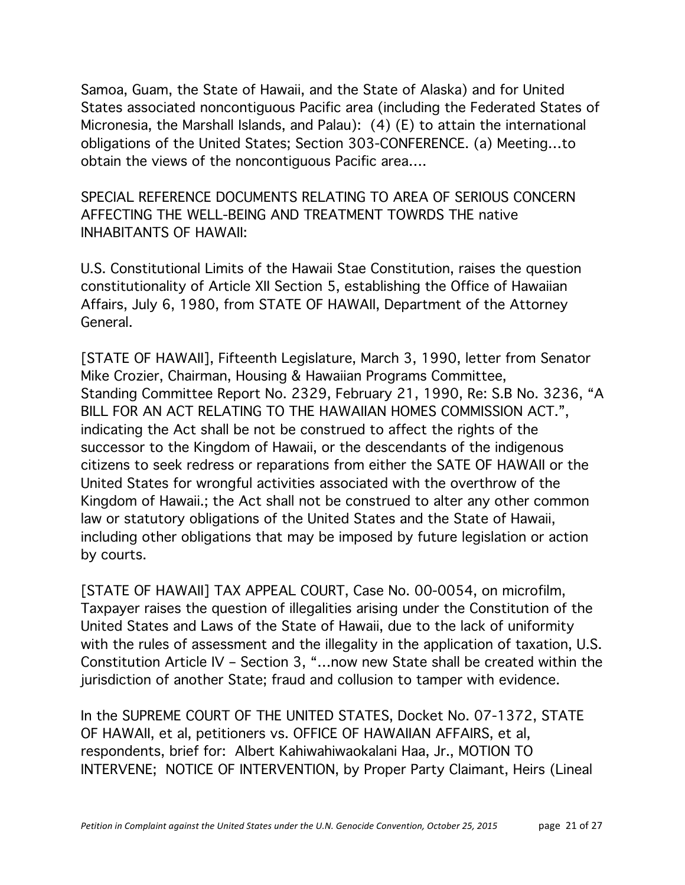Samoa, Guam, the State of Hawaii, and the State of Alaska) and for United States associated noncontiguous Pacific area (including the Federated States of Micronesia, the Marshall Islands, and Palau): (4) (E) to attain the international obligations of the United States; Section 303-CONFERENCE. (a) Meeting...to obtain the views of the noncontiguous Pacific area....

SPECIAL REFERENCE DOCUMENTS RELATING TO AREA OF SERIOUS CONCERN AFFECTING THE WELL-BEING AND TREATMENT TOWRDS THE native INHABITANTS OF HAWAII:

U.S. Constitutional Limits of the Hawaii Stae Constitution, raises the question constitutionality of Article XII Section 5, establishing the Office of Hawaiian Affairs, July 6, 1980, from STATE OF HAWAII, Department of the Attorney General.

[STATE OF HAWAII], Fifteenth Legislature, March 3, 1990, letter from Senator Mike Crozier, Chairman, Housing & Hawaiian Programs Committee, Standing Committee Report No. 2329, February 21, 1990, Re: S.B No. 3236, "A BILL FOR AN ACT RELATING TO THE HAWAIIAN HOMES COMMISSION ACT.", indicating the Act shall be not be construed to affect the rights of the successor to the Kingdom of Hawaii, or the descendants of the indigenous citizens to seek redress or reparations from either the SATE OF HAWAII or the United States for wrongful activities associated with the overthrow of the Kingdom of Hawaii.; the Act shall not be construed to alter any other common law or statutory obligations of the United States and the State of Hawaii, including other obligations that may be imposed by future legislation or action by courts.

[STATE OF HAWAII] TAX APPEAL COURT, Case No. 00-0054, on microfilm, Taxpayer raises the question of illegalities arising under the Constitution of the United States and Laws of the State of Hawaii, due to the lack of uniformity with the rules of assessment and the illegality in the application of taxation, U.S. Constitution Article IV – Section 3, "...now new State shall be created within the jurisdiction of another State; fraud and collusion to tamper with evidence.

In the SUPREME COURT OF THE UNITED STATES, Docket No. 07-1372, STATE OF HAWAII, et al, petitioners vs. OFFICE OF HAWAIIAN AFFAIRS, et al, respondents, brief for: Albert Kahiwahiwaokalani Haa, Jr., MOTION TO INTERVENE; NOTICE OF INTERVENTION, by Proper Party Claimant, Heirs (Lineal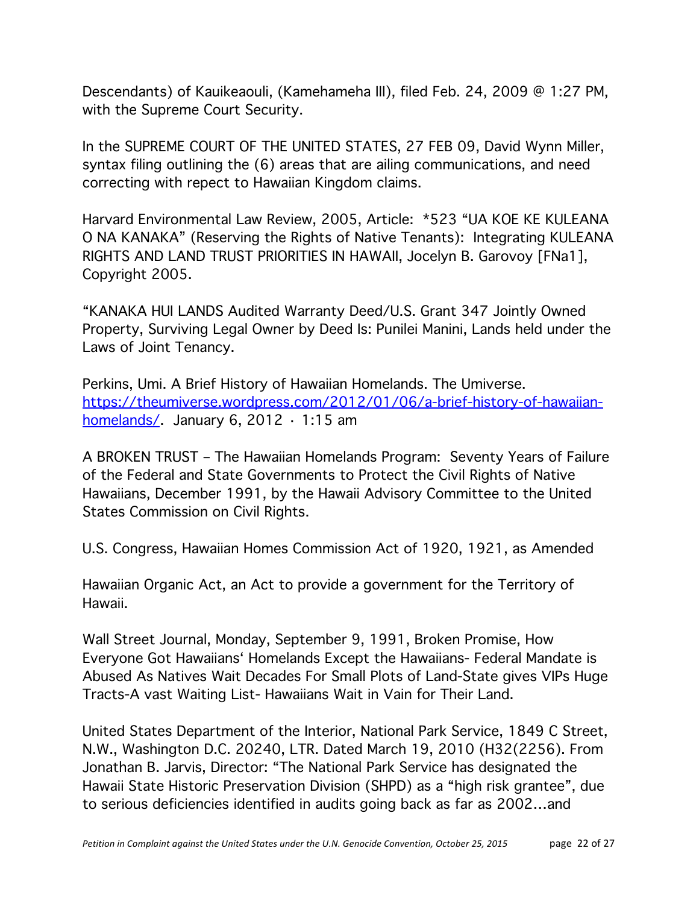Descendants) of Kauikeaouli, (Kamehameha III), filed Feb. 24, 2009 @ 1:27 PM, with the Supreme Court Security.

In the SUPREME COURT OF THE UNITED STATES, 27 FEB 09, David Wynn Miller, syntax filing outlining the (6) areas that are ailing communications, and need correcting with repect to Hawaiian Kingdom claims.

Harvard Environmental Law Review, 2005, Article: *523 "UA KOE KE KULEANA O NA KANAKA" (Reserving the Rights of Native Tenants): Integrating KULEANA RIGHTS AND LAND TRUST PRIORITIES IN HAWAII, Jocelyn B. Garovoy [FNa1], Copyright 2005.

"KANAKA HUI LANDS Audited Warranty Deed/U.S. Grant 347 Jointly Owned Property, Surviving Legal Owner by Deed Is: Punilei Manini, Lands held under the Laws of Joint Tenancy.

Perkins, Umi. A Brief History of Hawaiian Homelands. The Umiverse. [https://theumiverse.wordpress.com/2012/01/06/a-brief-history-of-hawaiian-homelands/](https://theumiverse.wordpress.com/2012/01/06/a-brief-history-of-hawaiian-homelands/). January 6, 2012 · 1:15 am

A BROKEN TRUST – The Hawaiian Homelands Program: Seventy Years of Failure of the Federal and State Governments to Protect the Civil Rights of Native Hawaiians, December 1991, by the Hawaii Advisory Committee to the United States Commission on Civil Rights.

U.S. Congress, Hawaiian Homes Commission Act of 1920, 1921, as Amended

Hawaiian Organic Act, an Act to provide a government for the Territory of Hawaii.

Wall Street Journal, Monday, September 9, 1991, Broken Promise, How Everyone Got Hawaiians' Homelands Except the Hawaiians- Federal Mandate is Abused As Natives Wait Decades For Small Plots of Land-State gives VIPs Huge Tracts-A vast Waiting List- Hawaiians Wait in Vain for Their Land.

United States Department of the Interior, National Park Service, 1849 C Street, N.W., Washington D.C. 20240, LTR. Dated March 19, 2010 (H32(2256). From Jonathan B. Jarvis, Director: "The National Park Service has designated the Hawaii State Historic Preservation Division (SHPD) as a "high risk grantee", due to serious deficiencies identified in audits going back as far as 2002...and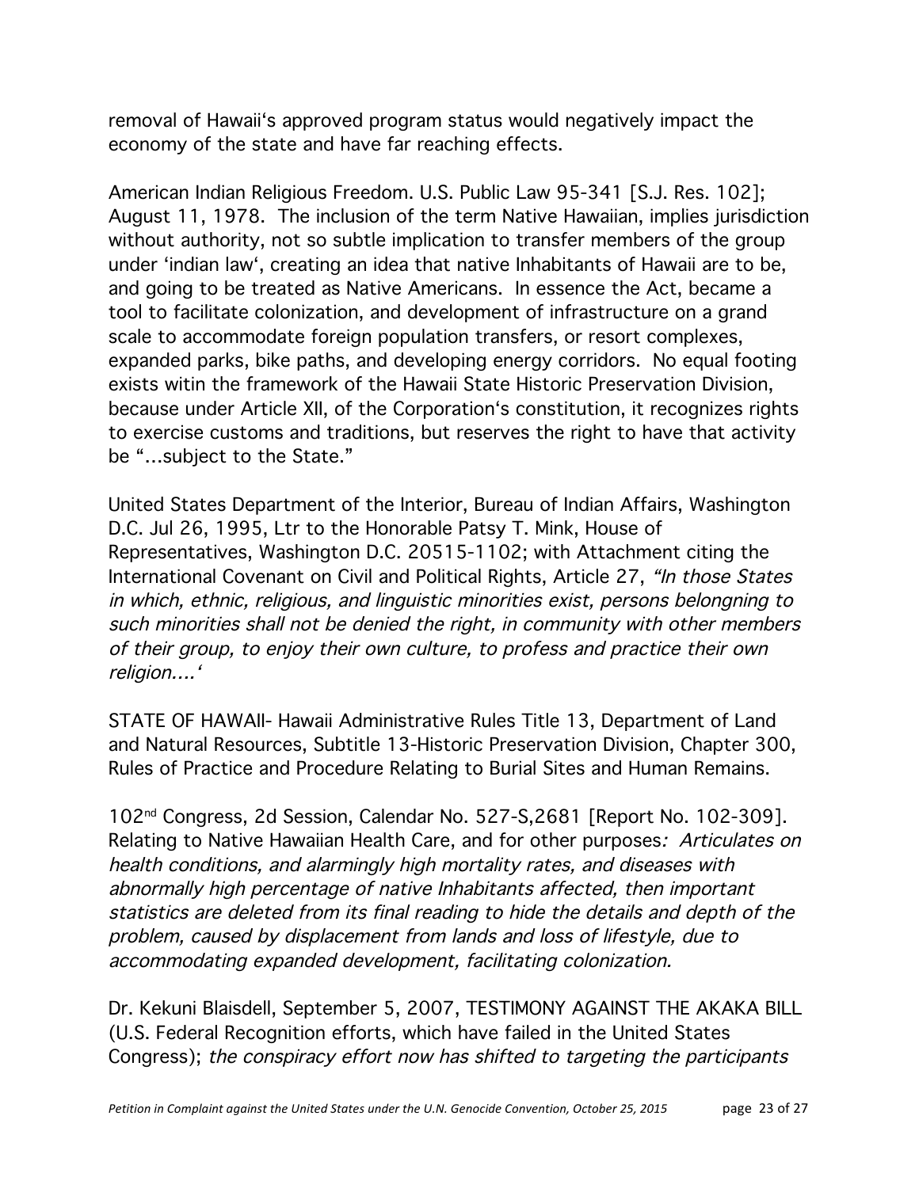removal of Hawaii's approved program status would negatively impact the economy of the state and have far reaching effects.

American Indian Religious Freedom. U.S. Public Law 95-341 [S.J. Res. 102]; August 11, 1978. The inclusion of the term Native Hawaiian, implies jurisdiction without authority, not so subtle implication to transfer members of the group under 'indian law', creating an idea that native Inhabitants of Hawaii are to be, and going to be treated as Native Americans. In essence the Act, became a tool to facilitate colonization, and development of infrastructure on a grand scale to accommodate foreign population transfers, or resort complexes, expanded parks, bike paths, and developing energy corridors. No equal footing exists witin the framework of the Hawaii State Historic Preservation Division, because under Article XII, of the Corporation's constitution, it recognizes rights to exercise customs and traditions, but reserves the right to have that activity be "…subject to the State."

United States Department of the Interior, Bureau of Indian Affairs, Washington D.C. Jul 26, 1995, Ltr to the Honorable Patsy T. Mink, House of Representatives, Washington D.C. 20515-1102; with Attachment citing the International Covenant on Civil and Political Rights, Article 27, *"In those States in which, ethnic, religious, and linguistic minorities exist, persons belongning to such minorities shall not be denied the right, in community with other members of their group, to enjoy their own culture, to profess and practice their own religion….'*

STATE OF HAWAII- Hawaii Administrative Rules Title 13, Department of Land and Natural Resources, Subtitle 13-Historic Preservation Division, Chapter 300, Rules of Practice and Procedure Relating to Burial Sites and Human Remains.

102nd Congress, 2d Session, Calendar No. 527-S,2681 [Report No. 102-309]. Relating to Native Hawaiian Health Care, and for other purposes*: Articulates on health conditions, and alarmingly high mortality rates, and diseases with abnormally high percentage of native Inhabitants affected, then important statistics are deleted from its final reading to hide the details and depth of the problem, caused by displacement from lands and loss of lifestyle, due to accommodating expanded development, facilitating colonization.*

Dr. Kekuni Blaisdell, September 5, 2007, TESTIMONY AGAINST THE AKAKA BILL (U.S. Federal Recognition efforts, which have failed in the United States Congress); *the conspiracy effort now has shifted to targeting the participants*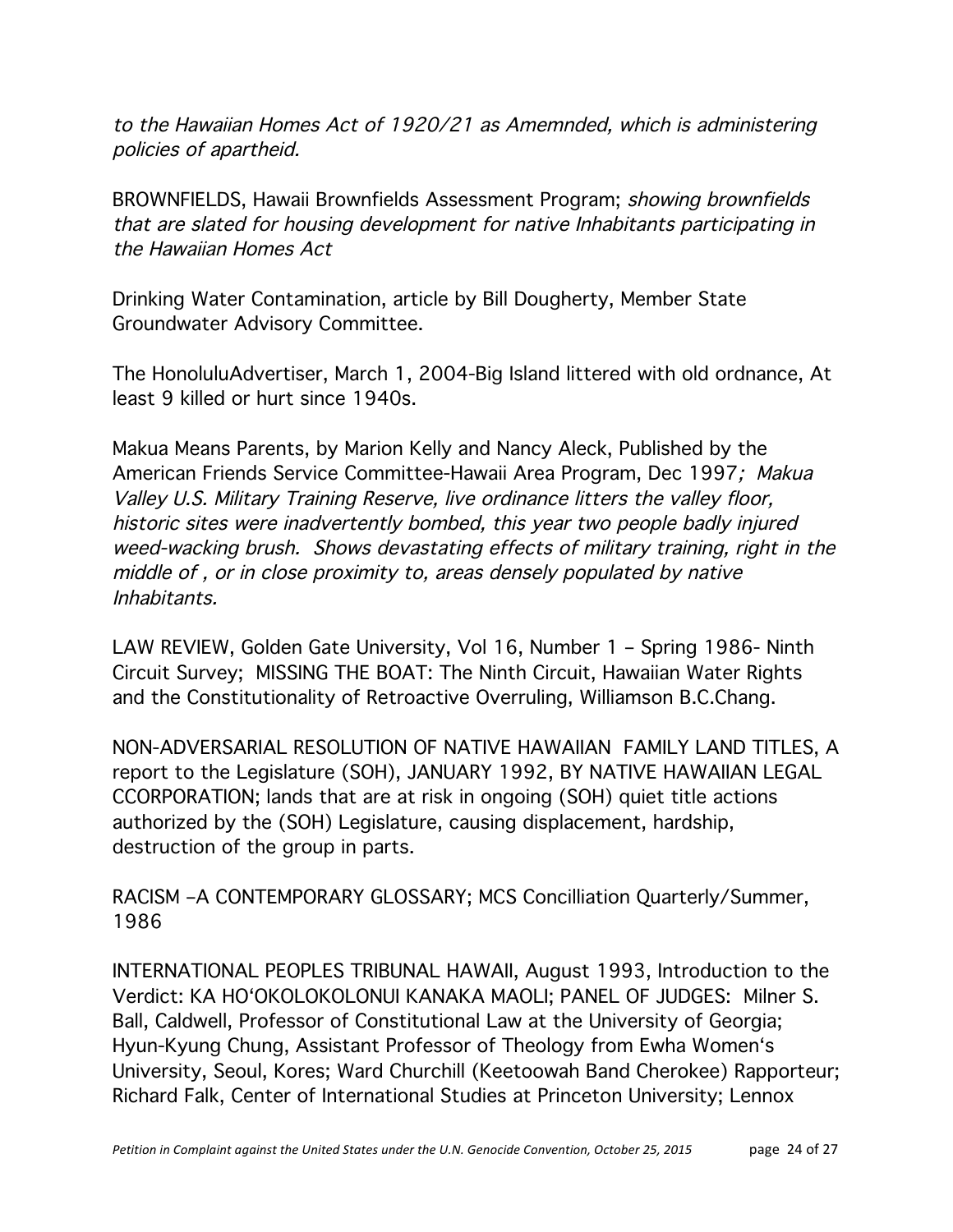*to the Hawaiian Homes Act of 1920/21 as Amemnded, which is administering policies of apartheid.*

BROWNFIELDS, Hawaii Brownfields Assessment Program; *showing brownfields that are slated for housing development for native Inhabitants participating in the Hawaiian Homes Act*

Drinking Water Contamination, article by Bill Dougherty, Member State Groundwater Advisory Committee.

The HonoluluAdvertiser, March 1, 2004-Big Island littered with old ordnance, At least 9 killed or hurt since 1940s.

Makua Means Parents, by Marion Kelly and Nancy Aleck, Published by the American Friends Service Committee-Hawaii Area Program, Dec 1997*; Makua Valley U.S. Military Training Reserve, live ordinance litters the valley floor, historic sites were inadvertently bombed, this year two people badly injured weed-wacking brush. Shows devastating effects of military training, right in the middle of , or in close proximity to, areas densely populated by native Inhabitants.*

LAW REVIEW, Golden Gate University, Vol 16, Number 1 – Spring 1986- Ninth Circuit Survey; MISSING THE BOAT: The Ninth Circuit, Hawaiian Water Rights and the Constitutionality of Retroactive Overruling, Williamson B.C.Chang.

NON-ADVERSARIAL RESOLUTION OF NATIVE HAWAIIAN FAMILY LAND TITLES, A report to the Legislature (SOH), JANUARY 1992, BY NATIVE HAWAIIAN LEGAL CCORPORATION; lands that are at risk in ongoing (SOH) quiet title actions authorized by the (SOH) Legislature, causing displacement, hardship, destruction of the group in parts.

RACISM –A CONTEMPORARY GLOSSARY; MCS Concilliation Quarterly/Summer, 1986

INTERNATIONAL PEOPLES TRIBUNAL HAWAII, August 1993, Introduction to the Verdict: KA HOʻOKOLOKOLONUI KANAKA MAOLI; PANEL OF JUDGES: Milner S. Ball, Caldwell, Professor of Constitutional Law at the University of Georgia; Hyun-Kyung Chung, Assistant Professor of Theology from Ewha Womenʻs University, Seoul, Kores; Ward Churchill (Keetoowah Band Cherokee) Rapporteur; Richard Falk, Center of International Studies at Princeton University; Lennox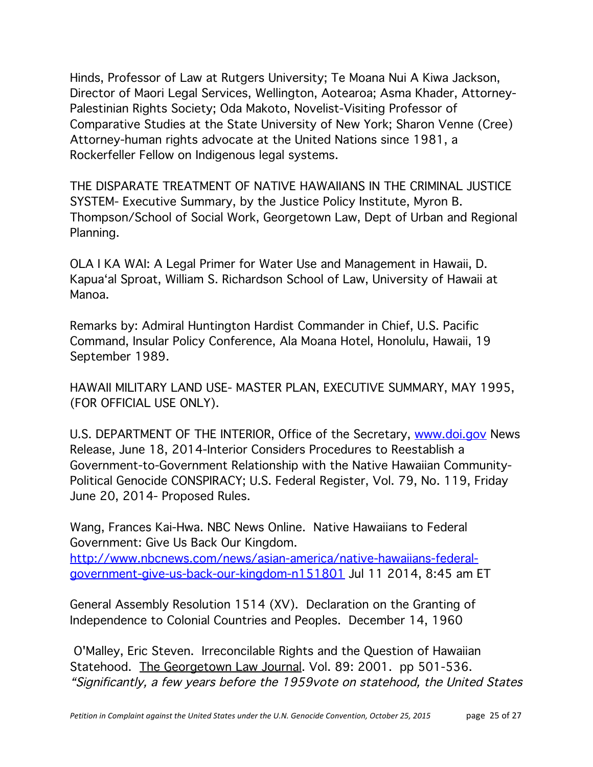Hinds, Professor of Law at Rutgers University; Te Moana Nui A Kiwa Jackson, Director of Maori Legal Services, Wellington, Aotearoa; Asma Khader, Attorney-Palestinian Rights Society; Oda Makoto, Novelist-Visiting Professor of Comparative Studies at the State University of New York; Sharon Venne (Cree) Attorney-human rights advocate at the United Nations since 1981, a Rockerfeller Fellow on Indigenous legal systems.

THE DISPARATE TREATMENT OF NATIVE HAWAIIANS IN THE CRIMINAL JUSTICE SYSTEM- Executive Summary, by the Justice Policy Institute, Myron B. Thompson/School of Social Work, Georgetown Law, Dept of Urban and Regional Planning.

OLA I KA WAI: A Legal Primer for Water Use and Management in Hawaii, D. Kapua'al Sproat, William S. Richardson School of Law, University of Hawaii at Manoa.

Remarks by: Admiral Huntington Hardist Commander in Chief, U.S. Pacific Command, Insular Policy Conference, Ala Moana Hotel, Honolulu, Hawaii, 19 September 1989.

HAWAII MILITARY LAND USE- MASTER PLAN, EXECUTIVE SUMMARY, MAY 1995, (FOR OFFICIAL USE ONLY).

U.S. DEPARTMENT OF THE INTERIOR, Office of the Secretary, www.doi.gov News Release, June 18, 2014-Interior Considers Procedures to Reestablish a Government-to-Government Relationship with the Native Hawaiian Community-Political Genocide CONSPIRACY; U.S. Federal Register, Vol. 79, No. 119, Friday June 20, 2014- Proposed Rules.

Wang, Frances Kai-Hwa. NBC News Online. Native Hawaiians to Federal Government: Give Us Back Our Kingdom. http://www.nbcnews.com/news/asian-america/native-hawaiians-federal-government-give-us-back-our-kingdom-n151801 Jul 11 2014, 8:45 am ET

General Assembly Resolution 1514 (XV). Declaration on the Granting of Independence to Colonial Countries and Peoples. December 14, 1960

O'Malley, Eric Steven. Irreconcilable Rights and the Question of Hawaiian Statehood. The Georgetown Law Journal. Vol. 89: 2001. pp 501-536. *"Significantly, a few years before the 1959vote on statehood, the United States*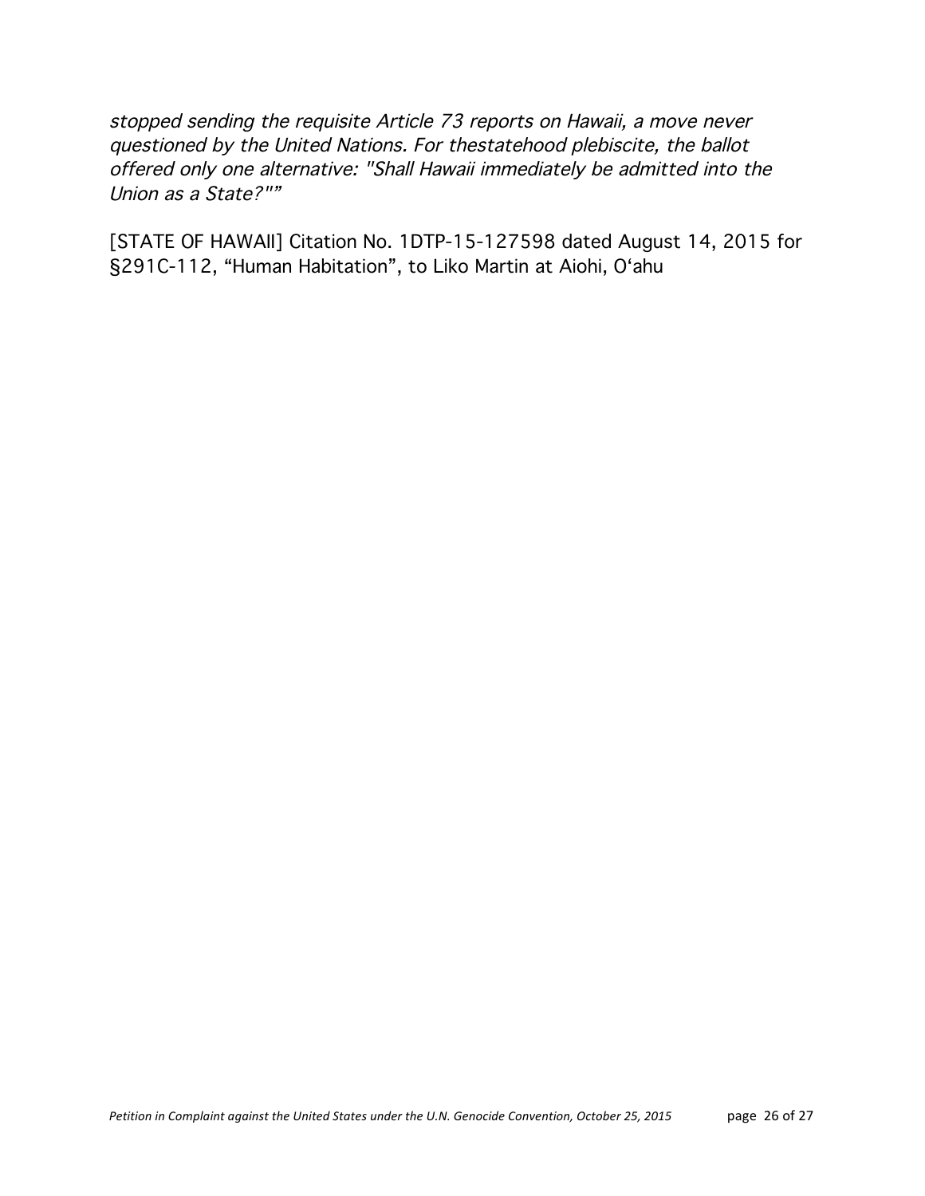*stopped sending the requisite Article 73 reports on Hawaii, a move never questioned by the United Nations. For thestatehood plebiscite, the ballot offered only one alternative: "Shall Hawaii immediately be admitted into the Union as a State?""*

[STATE OF HAWAII] Citation No. 1DTP-15-127598 dated August 14, 2015 for §291C-112, "Human Habitation", to Liko Martin at Aiohi, Oʻahu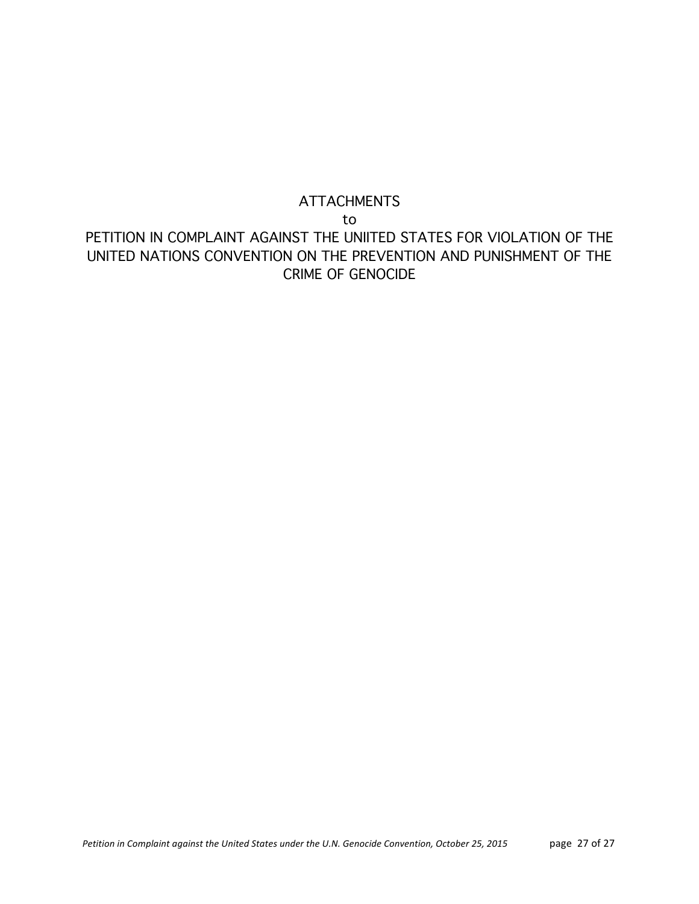# ATTACHMENTS

to

# PETITION IN COMPLAINT AGAINST THE UNIITED STATES FOR VIOLATION OF THE UNITED NATIONS CONVENTION ON THE PREVENTION AND PUNISHMENT OF THE CRIME OF GENOCIDE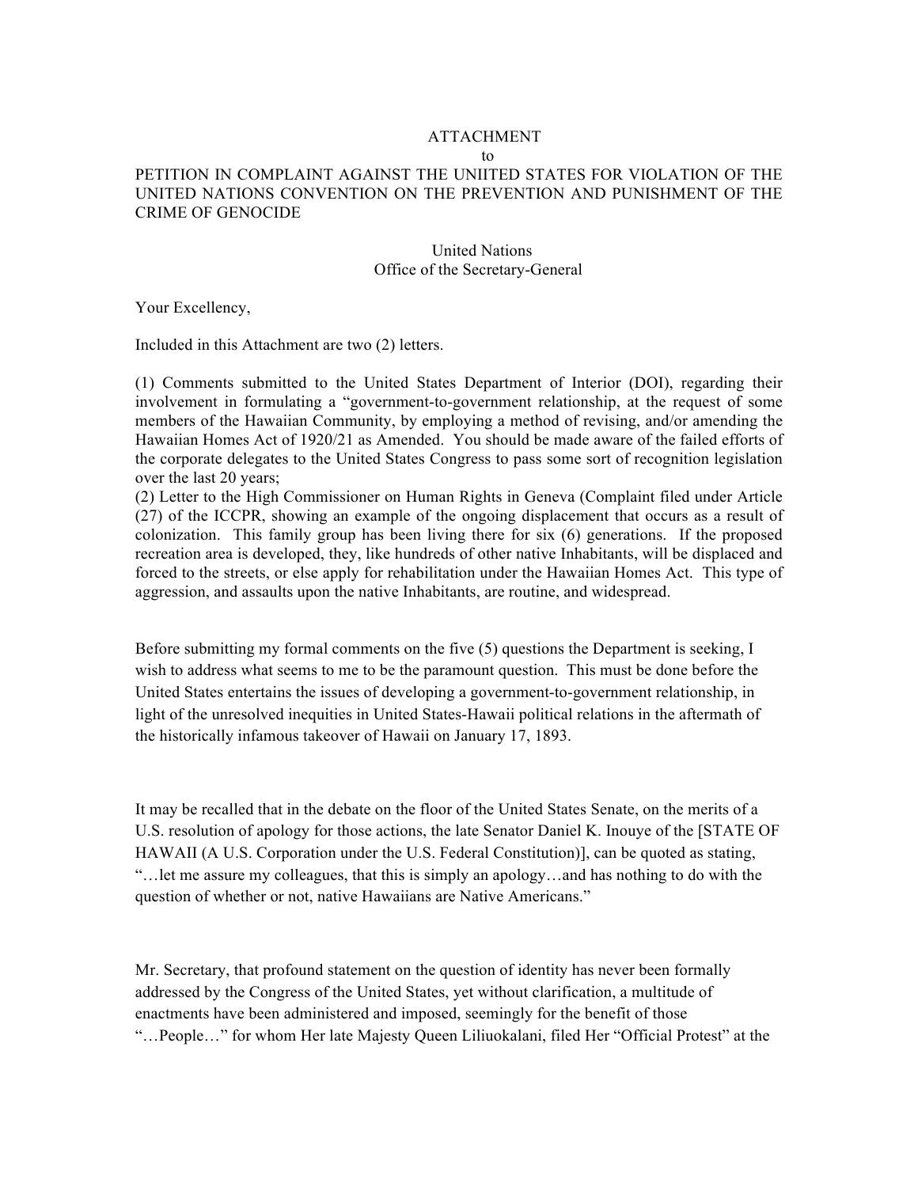ATTACHMENT

to

PETITION IN COMPLAINT AGAINST THE UNIITED STATES FOR VIOLATION OF THE UNITED NATIONS CONVENTION ON THE PREVENTION AND PUNISHMENT OF THE CRIME OF GENOCIDE

United Nations
Office of the Secretary-General

Your Excellency,

Included in this Attachment are two (2) letters.

(1) Comments submitted to the United States Department of Interior (DOI), regarding their involvement in formulating a "government-to-government relationship, at the request of some members of the Hawaiian Community, by employing a method of revising, and/or amending the Hawaiian Homes Act of 1920/21 as Amended. You should be made aware of the failed efforts of the corporate delegates to the United States Congress to pass some sort of recognition legislation over the last 20 years;
(2) Letter to the High Commissioner on Human Rights in Geneva (Complaint filed under Article (27) of the ICCPR, showing an example of the ongoing displacement that occurs as a result of colonization. This family group has been living there for six (6) generations. If the proposed recreation area is developed, they, like hundreds of other native Inhabitants, will be displaced and forced to the streets, or else apply for rehabilitation under the Hawaiian Homes Act. This type of aggression, and assaults upon the native Inhabitants, are routine, and widespread.

Before submitting my formal comments on the five (5) questions the Department is seeking, I wish to address what seems to me to be the paramount question. This must be done before the United States entertains the issues of developing a government-to-government relationship, in light of the unresolved inequities in United States-Hawaii political relations in the aftermath of the historically infamous takeover of Hawaii on January 17, 1893.

It may be recalled that in the debate on the floor of the United States Senate, on the merits of a U.S. resolution of apology for those actions, the late Senator Daniel K. Inouye of the [STATE OF HAWAII (A U.S. Corporation under the U.S. Federal Constitution)], can be quoted as stating, "…let me assure my colleagues, that this is simply an apology…and has nothing to do with the question of whether or not, native Hawaiians are Native Americans."

Mr. Secretary, that profound statement on the question of identity has never been formally addressed by the Congress of the United States, yet without clarification, a multitude of enactments have been administered and imposed, seemingly for the benefit of those "…People…" for whom Her late Majesty Queen Liliuokalani, filed Her "Official Protest" at the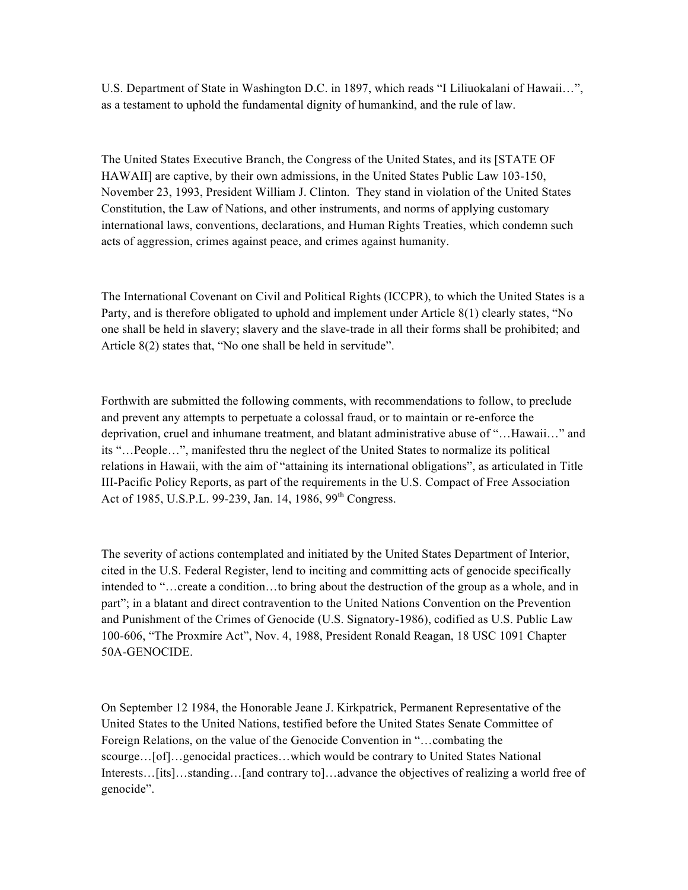U.S. Department of State in Washington D.C. in 1897, which reads "I Liliuokalani of Hawaii…", as a testament to uphold the fundamental dignity of humankind, and the rule of law.

The United States Executive Branch, the Congress of the United States, and its [STATE OF HAWAII] are captive, by their own admissions, in the United States Public Law 103-150, November 23, 1993, President William J. Clinton. They stand in violation of the United States Constitution, the Law of Nations, and other instruments, and norms of applying customary international laws, conventions, declarations, and Human Rights Treaties, which condemn such acts of aggression, crimes against peace, and crimes against humanity.

The International Covenant on Civil and Political Rights (ICCPR), to which the United States is a Party, and is therefore obligated to uphold and implement under Article 8(1) clearly states, "No one shall be held in slavery; slavery and the slave-trade in all their forms shall be prohibited; and Article 8(2) states that, "No one shall be held in servitude".

Forthwith are submitted the following comments, with recommendations to follow, to preclude and prevent any attempts to perpetuate a colossal fraud, or to maintain or re-enforce the deprivation, cruel and inhumane treatment, and blatant administrative abuse of "…Hawaii…" and its "…People…", manifested thru the neglect of the United States to normalize its political relations in Hawaii, with the aim of "attaining its international obligations", as articulated in Title III-Pacific Policy Reports, as part of the requirements in the U.S. Compact of Free Association Act of 1985, U.S.P.L. 99-239, Jan. 14, 1986, 99th Congress.

The severity of actions contemplated and initiated by the United States Department of Interior, cited in the U.S. Federal Register, lend to inciting and committing acts of genocide specifically intended to "…create a condition…to bring about the destruction of the group as a whole, and in part"; in a blatant and direct contravention to the United Nations Convention on the Prevention and Punishment of the Crimes of Genocide (U.S. Signatory-1986), codified as U.S. Public Law 100-606, "The Proxmire Act", Nov. 4, 1988, President Ronald Reagan, 18 USC 1091 Chapter 50A-GENOCIDE.

On September 12 1984, the Honorable Jeane J. Kirkpatrick, Permanent Representative of the United States to the United Nations, testified before the United States Senate Committee of Foreign Relations, on the value of the Genocide Convention in "…combating the scourge…[of]…genocidal practices…which would be contrary to United States National Interests…[its]…standing…[and contrary to]…advance the objectives of realizing a world free of genocide".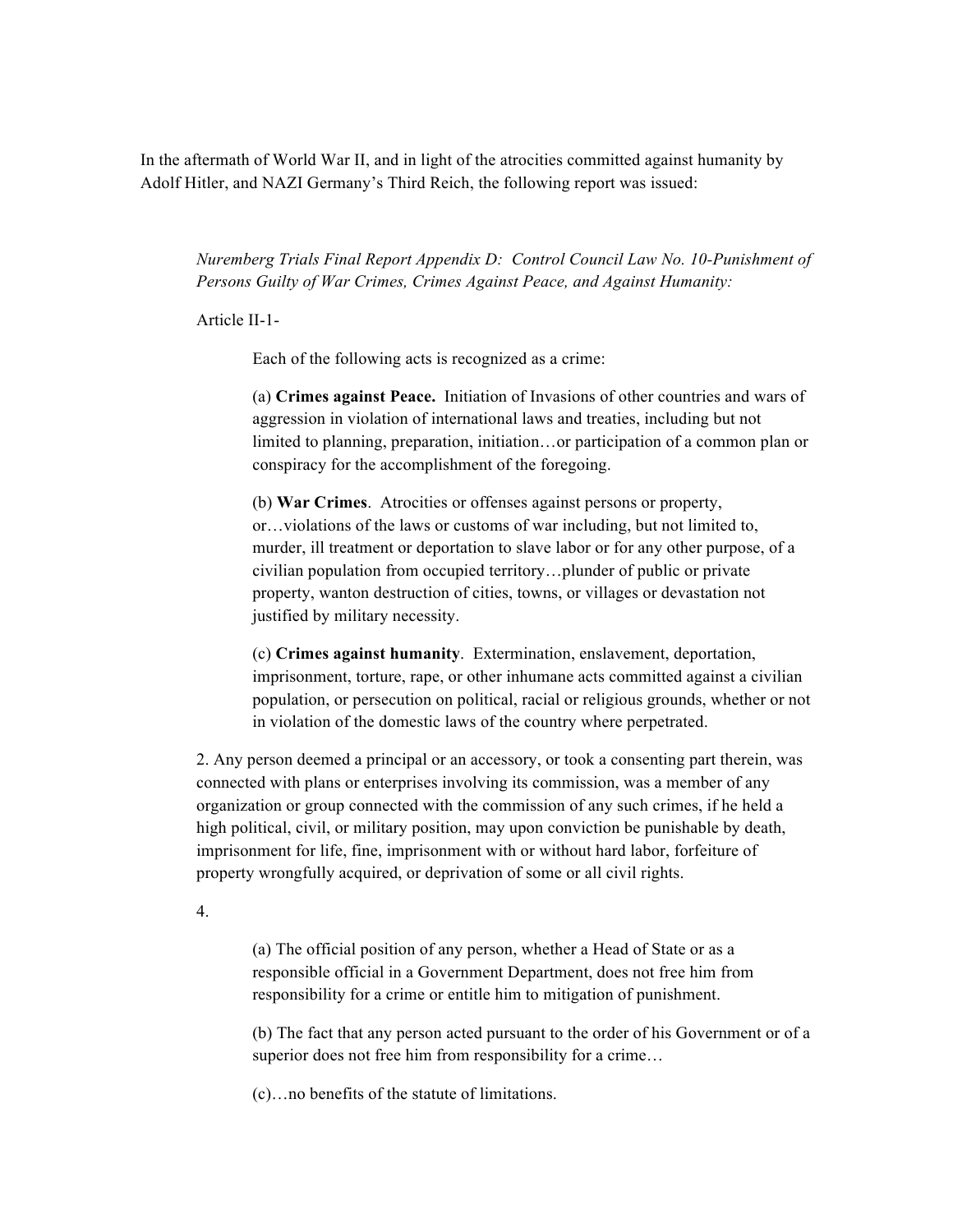In the aftermath of World War II, and in light of the atrocities committed against humanity by Adolf Hitler, and NAZI Germany's Third Reich, the following report was issued:

> *Nuremberg Trials Final Report Appendix D: Control Council Law No. 10-Punishment of Persons Guilty of War Crimes, Crimes Against Peace, and Against Humanity:*
>
> Article II-1-
>
> > Each of the following acts is recognized as a crime:
> >
> > (a) **Crimes against Peace.** Initiation of Invasions of other countries and wars of aggression in violation of international laws and treaties, including but not limited to planning, preparation, initiation…or participation of a common plan or conspiracy for the accomplishment of the foregoing.
> >
> > (b) **War Crimes**. Atrocities or offenses against persons or property, or…violations of the laws or customs of war including, but not limited to, murder, ill treatment or deportation to slave labor or for any other purpose, of a civilian population from occupied territory…plunder of public or private property, wanton destruction of cities, towns, or villages or devastation not justified by military necessity.
> >
> > (c) **Crimes against humanity**. Extermination, enslavement, deportation, imprisonment, torture, rape, or other inhumane acts committed against a civilian population, or persecution on political, racial or religious grounds, whether or not in violation of the domestic laws of the country where perpetrated.
>
> 2. Any person deemed a principal or an accessory, or took a consenting part therein, was connected with plans or enterprises involving its commission, was a member of any organization or group connected with the commission of any such crimes, if he held a high political, civil, or military position, may upon conviction be punishable by death, imprisonment for life, fine, imprisonment with or without hard labor, forfeiture of property wrongfully acquired, or deprivation of some or all civil rights.
>
> 4.
>
> > (a) The official position of any person, whether a Head of State or as a responsible official in a Government Department, does not free him from responsibility for a crime or entitle him to mitigation of punishment.
> >
> > (b) The fact that any person acted pursuant to the order of his Government or of a superior does not free him from responsibility for a crime…
> >
> > (c)…no benefits of the statute of limitations.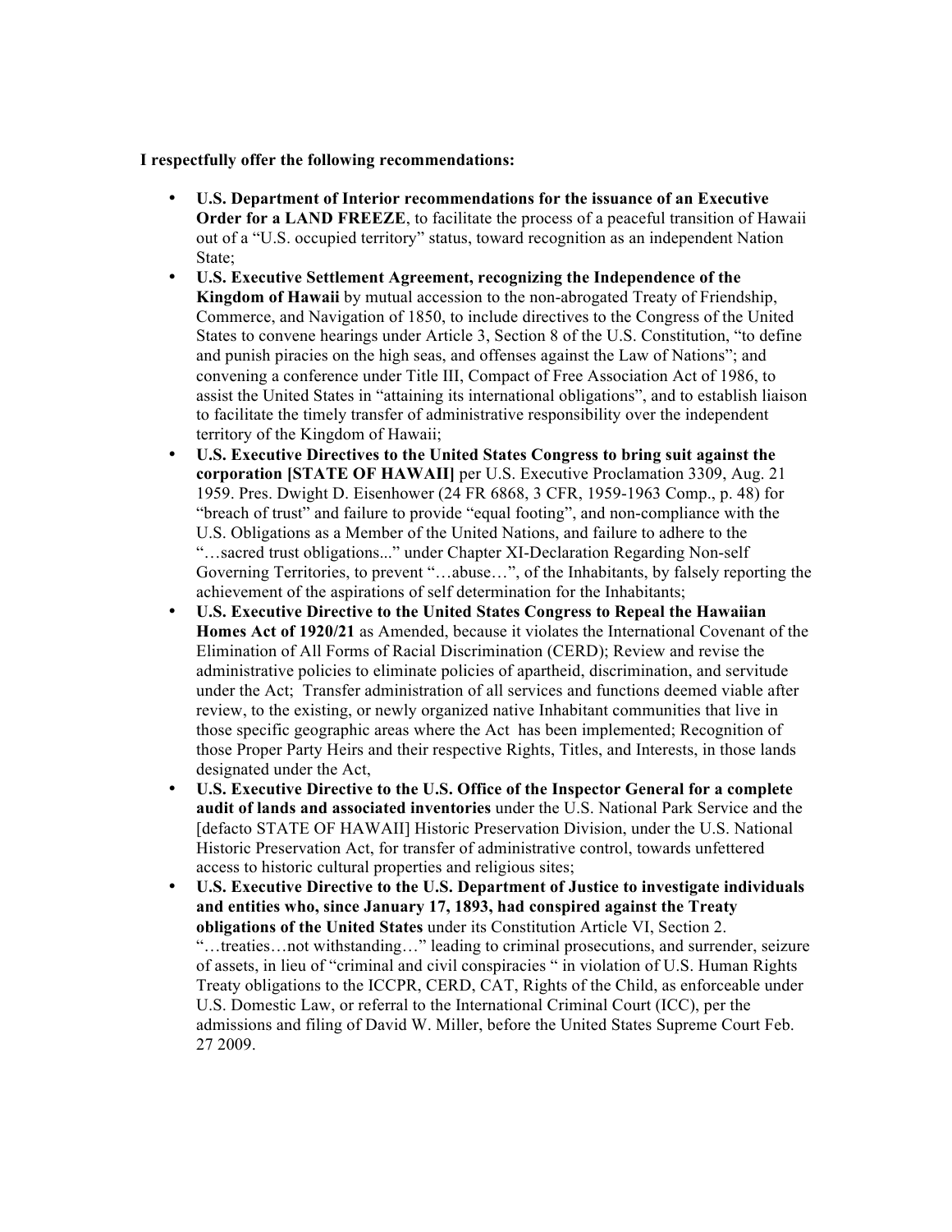**I respectfully offer the following recommendations:**

- **U.S. Department of Interior recommendations for the issuance of an Executive Order for a LAND FREEZE**, to facilitate the process of a peaceful transition of Hawaii out of a "U.S. occupied territory" status, toward recognition as an independent Nation State;
- **U.S. Executive Settlement Agreement, recognizing the Independence of the Kingdom of Hawaii** by mutual accession to the non-abrogated Treaty of Friendship, Commerce, and Navigation of 1850, to include directives to the Congress of the United States to convene hearings under Article 3, Section 8 of the U.S. Constitution, "to define and punish piracies on the high seas, and offenses against the Law of Nations"; and convening a conference under Title III, Compact of Free Association Act of 1986, to assist the United States in "attaining its international obligations", and to establish liaison to facilitate the timely transfer of administrative responsibility over the independent territory of the Kingdom of Hawaii;
- **U.S. Executive Directives to the United States Congress to bring suit against the corporation [STATE OF HAWAII]** per U.S. Executive Proclamation 3309, Aug. 21 1959. Pres. Dwight D. Eisenhower (24 FR 6868, 3 CFR, 1959-1963 Comp., p. 48) for "breach of trust" and failure to provide "equal footing", and non-compliance with the U.S. Obligations as a Member of the United Nations, and failure to adhere to the "…sacred trust obligations..." under Chapter XI-Declaration Regarding Non-self Governing Territories, to prevent "…abuse…", of the Inhabitants, by falsely reporting the achievement of the aspirations of self determination for the Inhabitants;
- **U.S. Executive Directive to the United States Congress to Repeal the Hawaiian Homes Act of 1920/21** as Amended, because it violates the International Covenant of the Elimination of All Forms of Racial Discrimination (CERD); Review and revise the administrative policies to eliminate policies of apartheid, discrimination, and servitude under the Act; Transfer administration of all services and functions deemed viable after review, to the existing, or newly organized native Inhabitant communities that live in those specific geographic areas where the Act has been implemented; Recognition of those Proper Party Heirs and their respective Rights, Titles, and Interests, in those lands designated under the Act,
- **U.S. Executive Directive to the U.S. Office of the Inspector General for a complete audit of lands and associated inventories** under the U.S. National Park Service and the [defacto STATE OF HAWAII] Historic Preservation Division, under the U.S. National Historic Preservation Act, for transfer of administrative control, towards unfettered access to historic cultural properties and religious sites;
- **U.S. Executive Directive to the U.S. Department of Justice to investigate individuals and entities who, since January 17, 1893, had conspired against the Treaty obligations of the United States** under its Constitution Article VI, Section 2. "…treaties…not withstanding…" leading to criminal prosecutions, and surrender, seizure of assets, in lieu of "criminal and civil conspiracies " in violation of U.S. Human Rights Treaty obligations to the ICCPR, CERD, CAT, Rights of the Child, as enforceable under U.S. Domestic Law, or referral to the International Criminal Court (ICC), per the admissions and filing of David W. Miller, before the United States Supreme Court Feb. 27 2009.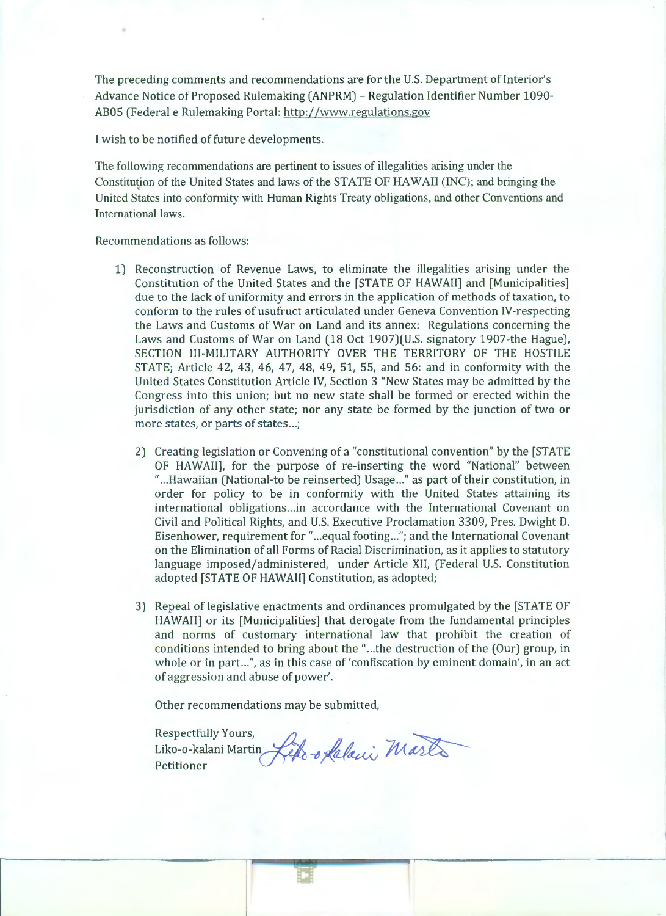The preceding comments and recommendations are for the U.S. Department of Interior's Advance Notice of Proposed Rulemaking (ANPRM) – Regulation Identifier Number 1090-AB05 (Federal e Rulemaking Portal: http://www.regulations.gov

I wish to be notified of future developments.

The following recommendations are pertinent to issues of illegalities arising under the Constitution of the United States and laws of the STATE OF HAWAII (INC); and bringing the United States into conformity with Human Rights Treaty obligations, and other Conventions and International laws.

Recommendations as follows:

1) Reconstruction of Revenue Laws, to eliminate the illegalities arising under the Constitution of the United States and the [STATE OF HAWAII] and [Municipalities] due to the lack of uniformity and errors in the application of methods of taxation, to conform to the rules of usufruct articulated under Geneva Convention IV-respecting the Laws and Customs of War on Land and its annex: Regulations concerning the Laws and Customs of War on Land (18 Oct 1907)(U.S. signatory 1907-the Hague), SECTION III-MILITARY AUTHORITY OVER THE TERRITORY OF THE HOSTILE STATE; Article 42, 43, 46, 47, 48, 49, 51, 55, and 56: and in conformity with the United States Constitution Article IV, Section 3 "New States may be admitted by the Congress into this union; but no new state shall be formed or erected within the jurisdiction of any other state; nor any state be formed by the junction of two or more states, or parts of states...;

2) Creating legislation or Convening of a "constitutional convention" by the [STATE OF HAWAII], for the purpose of re-inserting the word "National" between "...Hawaiian (National-to be reinserted) Usage..." as part of their constitution, in order for policy to be in conformity with the United States attaining its international obligations...in accordance with the International Covenant on Civil and Political Rights, and U.S. Executive Proclamation 3309, Pres. Dwight D. Eisenhower, requirement for "...equal footing..."; and the International Covenant on the Elimination of all Forms of Racial Discrimination, as it applies to statutory language imposed/administered, under Article XII, (Federal U.S. Constitution adopted [STATE OF HAWAII] Constitution, as adopted;

3) Repeal of legislative enactments and ordinances promulgated by the [STATE OF HAWAII] or its [Municipalities] that derogate from the fundamental principles and norms of customary international law that prohibit the creation of conditions intended to bring about the "...the destruction of the (Our) group, in whole or in part...", as in this case of 'confiscation by eminent domain', in an act of aggression and abuse of power'.

Other recommendations may be submitted,

Respectfully Yours,
Liko-o-kalani Martin *Liko-o-kalani Martin*
Petitioner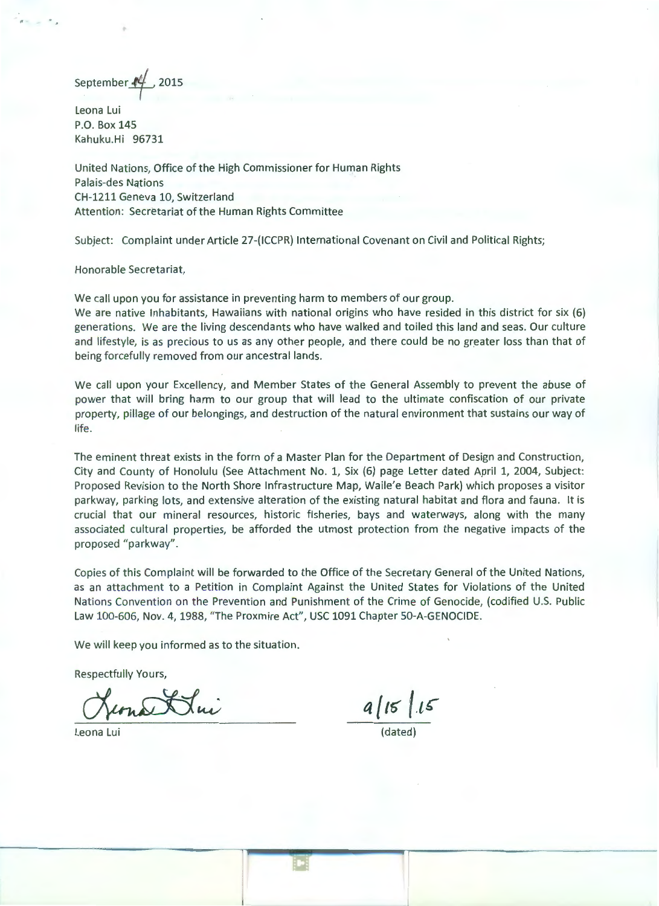September 14, 2015

Leona Lui
P.O. Box 145
Kahuku.Hi 96731

United Nations, Office of the High Commissioner for Human Rights
Palais-des Nations
CH-1211 Geneva 10, Switzerland
Attention: Secretariat of the Human Rights Committee

Subject: Complaint under Article 27-(ICCPR) International Covenant on Civil and Political Rights;

Honorable Secretariat,

We call upon you for assistance in preventing harm to members of our group.
We are native Inhabitants, Hawaiians with national origins who have resided in this district for six (6) generations. We are the living descendants who have walked and toiled this land and seas. Our culture and lifestyle, is as precious to us as any other people, and there could be no greater loss than that of being forcefully removed from our ancestral lands.

We call upon your Excellency, and Member States of the General Assembly to prevent the abuse of power that will bring harm to our group that will lead to the ultimate confiscation of our private property, pillage of our belongings, and destruction of the natural environment that sustains our way of life.

The eminent threat exists in the form of a Master Plan for the Department of Design and Construction, City and County of Honolulu (See Attachment No. 1, Six (6) page Letter dated April 1, 2004, Subject: Proposed Revision to the North Shore Infrastructure Map, Waile'e Beach Park) which proposes a visitor parkway, parking lots, and extensive alteration of the existing natural habitat and flora and fauna. It is crucial that our mineral resources, historic fisheries, bays and waterways, along with the many associated cultural properties, be afforded the utmost protection from the negative impacts of the proposed "parkway".

Copies of this Complaint will be forwarded to the Office of the Secretary General of the United Nations, as an attachment to a Petition in Complaint Against the United States for Violations of the United Nations Convention on the Prevention and Punishment of the Crime of Genocide, (codified U.S. Public Law 100-606, Nov. 4, 1988, "The Proxmire Act", USC 1091 Chapter 50-A-GENOCIDE.

We will keep you informed as to the situation.

Respectfully Yours,

Leona Lui — 9/15/15
(dated)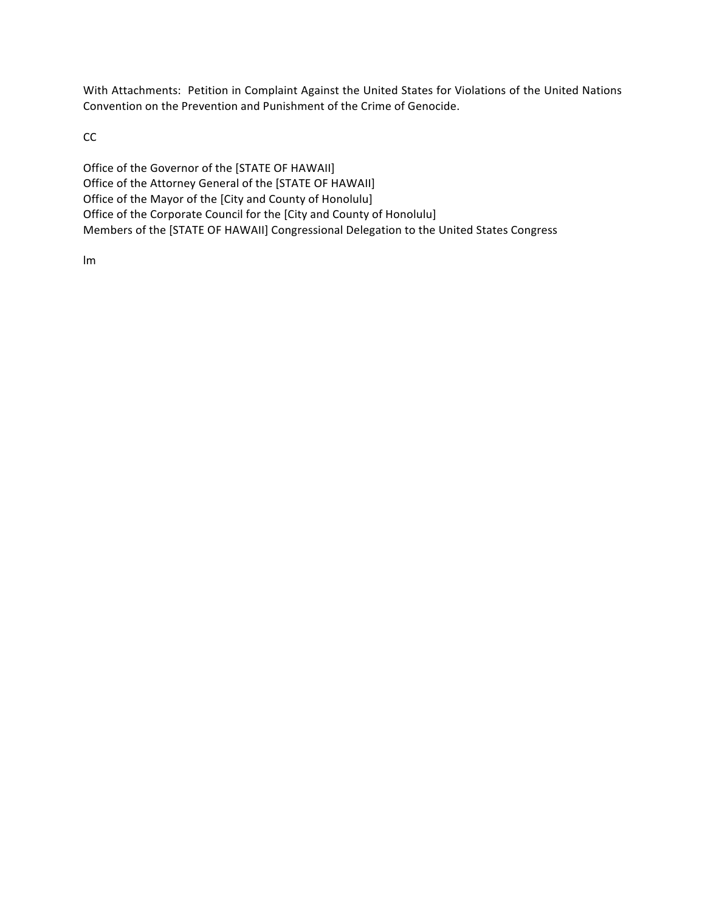With Attachments: Petition in Complaint Against the United States for Violations of the United Nations Convention on the Prevention and Punishment of the Crime of Genocide.

CC

Office of the Governor of the [STATE OF HAWAII]  
Office of the Attorney General of the [STATE OF HAWAII]  
Office of the Mayor of the [City and County of Honolulu]  
Office of the Corporate Council for the [City and County of Honolulu]  
Members of the [STATE OF HAWAII] Congressional Delegation to the United States Congress

lm